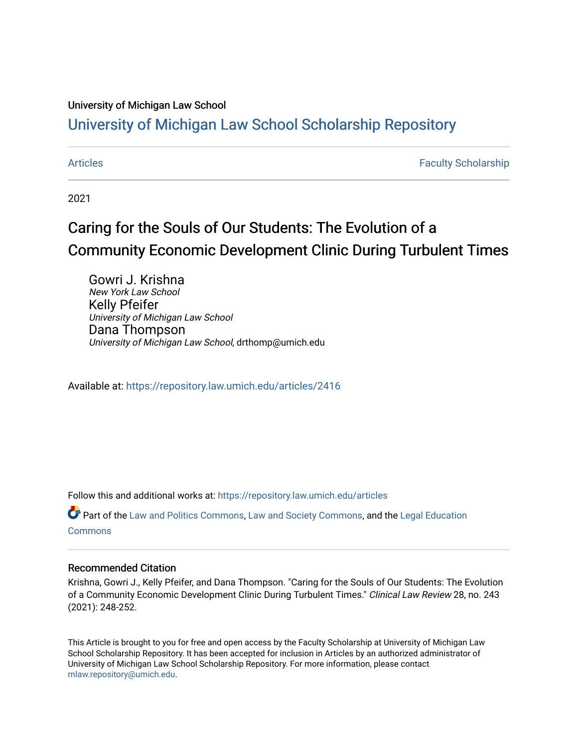University of Michigan Law School

# University of Michigan Law School Scholarship Repository

Articles | Faculty Scholarship

2021

## Caring for the Souls of Our Students: The Evolution of a Community Economic Development Clinic During Turbulent Times

Gowri J. Krishna
*New York Law School*

Kelly Pfeifer
*University of Michigan Law School*

Dana Thompson
*University of Michigan Law School*, drthomp@umich.edu

Available at: https://repository.law.umich.edu/articles/2416

Follow this and additional works at: https://repository.law.umich.edu/articles

Part of the Law and Politics Commons, Law and Society Commons, and the Legal Education Commons

### Recommended Citation

Krishna, Gowri J., Kelly Pfeifer, and Dana Thompson. "Caring for the Souls of Our Students: The Evolution of a Community Economic Development Clinic During Turbulent Times." *Clinical Law Review* 28, no. 243 (2021): 248-252.

This Article is brought to you for free and open access by the Faculty Scholarship at University of Michigan Law School Scholarship Repository. It has been accepted for inclusion in Articles by an authorized administrator of University of Michigan Law School Scholarship Repository. For more information, please contact mlaw.repository@umich.edu.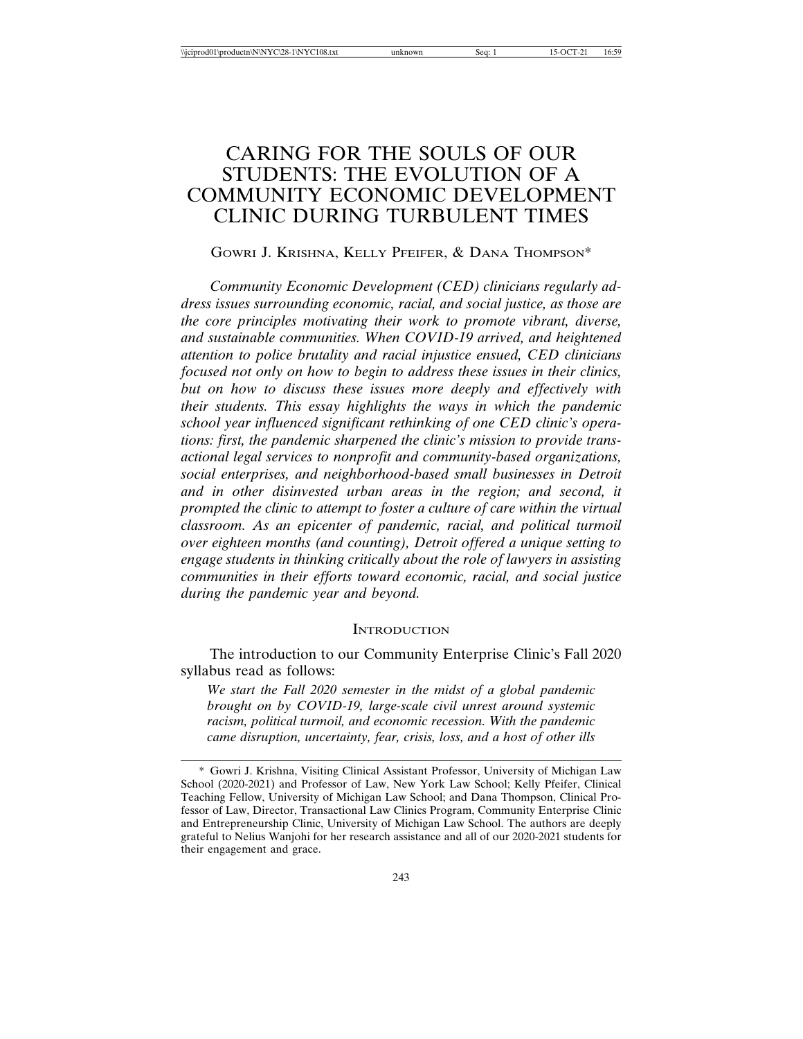# CARING FOR THE SOULS OF OUR STUDENTS: THE EVOLUTION OF A COMMUNITY ECONOMIC DEVELOPMENT CLINIC DURING TURBULENT TIMES

GOWRI J. KRISHNA, KELLY PFEIFER, & DANA THOMPSON*

*Community Economic Development (CED) clinicians regularly address issues surrounding economic, racial, and social justice, as those are the core principles motivating their work to promote vibrant, diverse, and sustainable communities. When COVID-19 arrived, and heightened attention to police brutality and racial injustice ensued, CED clinicians focused not only on how to begin to address these issues in their clinics, but on how to discuss these issues more deeply and effectively with their students. This essay highlights the ways in which the pandemic school year influenced significant rethinking of one CED clinic's operations: first, the pandemic sharpened the clinic's mission to provide transactional legal services to nonprofit and community-based organizations, social enterprises, and neighborhood-based small businesses in Detroit and in other disinvested urban areas in the region; and second, it prompted the clinic to attempt to foster a culture of care within the virtual classroom. As an epicenter of pandemic, racial, and political turmoil over eighteen months (and counting), Detroit offered a unique setting to engage students in thinking critically about the role of lawyers in assisting communities in their efforts toward economic, racial, and social justice during the pandemic year and beyond.*

## INTRODUCTION

The introduction to our Community Enterprise Clinic's Fall 2020 syllabus read as follows:

> *We start the Fall 2020 semester in the midst of a global pandemic brought on by COVID-19, large-scale civil unrest around systemic racism, political turmoil, and economic recession. With the pandemic came disruption, uncertainty, fear, crisis, loss, and a host of other ills*

---

\* Gowri J. Krishna, Visiting Clinical Assistant Professor, University of Michigan Law School (2020-2021) and Professor of Law, New York Law School; Kelly Pfeifer, Clinical Teaching Fellow, University of Michigan Law School; and Dana Thompson, Clinical Professor of Law, Director, Transactional Law Clinics Program, Community Enterprise Clinic and Entrepreneurship Clinic, University of Michigan Law School. The authors are deeply grateful to Nelius Wanjohi for her research assistance and all of our 2020-2021 students for their engagement and grace.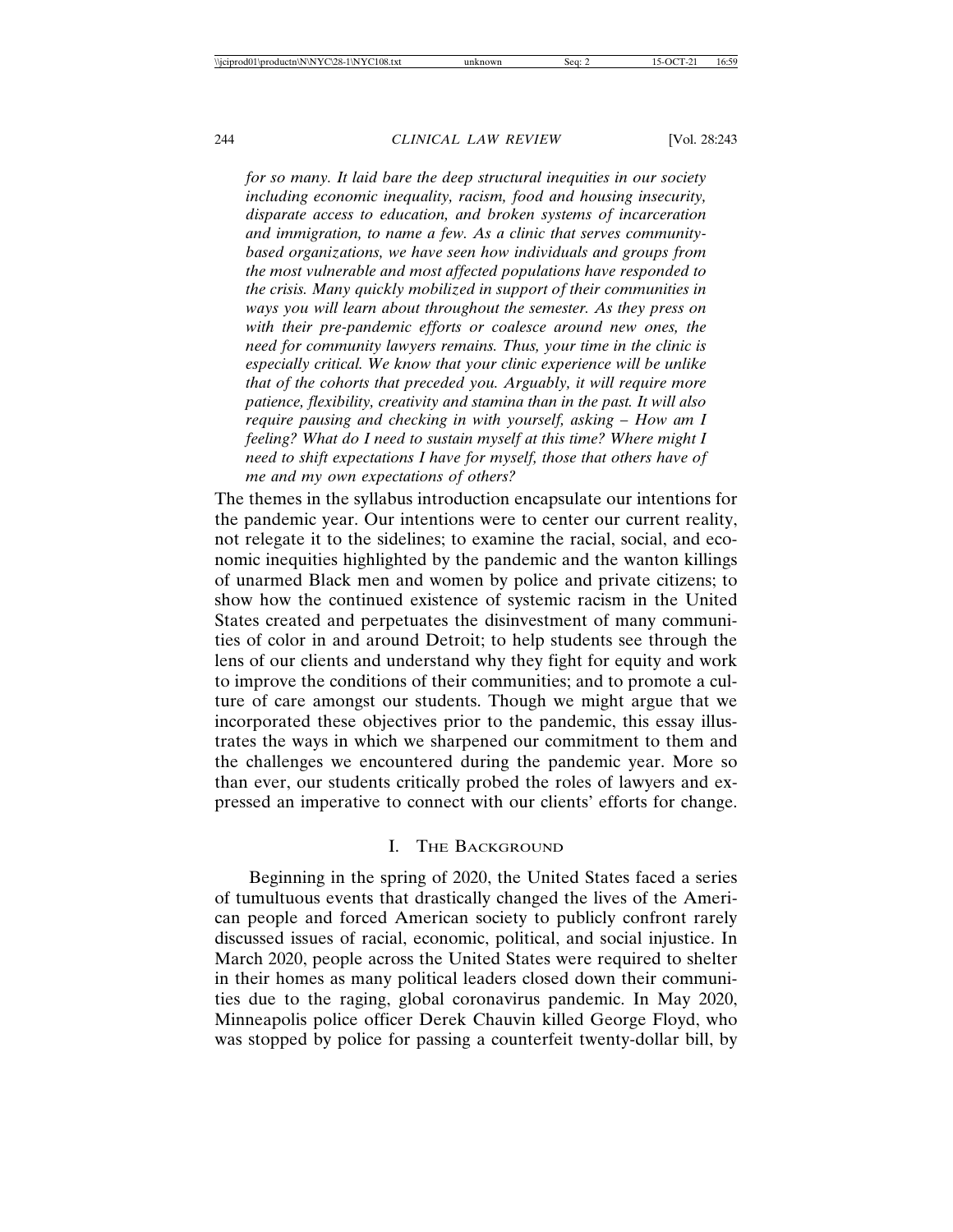*for so many. It laid bare the deep structural inequities in our society including economic inequality, racism, food and housing insecurity, disparate access to education, and broken systems of incarceration and immigration, to name a few. As a clinic that serves community-based organizations, we have seen how individuals and groups from the most vulnerable and most affected populations have responded to the crisis. Many quickly mobilized in support of their communities in ways you will learn about throughout the semester. As they press on with their pre-pandemic efforts or coalesce around new ones, the need for community lawyers remains. Thus, your time in the clinic is especially critical. We know that your clinic experience will be unlike that of the cohorts that preceded you. Arguably, it will require more patience, flexibility, creativity and stamina than in the past. It will also require pausing and checking in with yourself, asking – How am I feeling? What do I need to sustain myself at this time? Where might I need to shift expectations I have for myself, those that others have of me and my own expectations of others?*

The themes in the syllabus introduction encapsulate our intentions for the pandemic year. Our intentions were to center our current reality, not relegate it to the sidelines; to examine the racial, social, and economic inequities highlighted by the pandemic and the wanton killings of unarmed Black men and women by police and private citizens; to show how the continued existence of systemic racism in the United States created and perpetuates the disinvestment of many communities of color in and around Detroit; to help students see through the lens of our clients and understand why they fight for equity and work to improve the conditions of their communities; and to promote a culture of care amongst our students. Though we might argue that we incorporated these objectives prior to the pandemic, this essay illustrates the ways in which we sharpened our commitment to them and the challenges we encountered during the pandemic year. More so than ever, our students critically probed the roles of lawyers and expressed an imperative to connect with our clients' efforts for change.

## I. The Background

Beginning in the spring of 2020, the United States faced a series of tumultuous events that drastically changed the lives of the American people and forced American society to publicly confront rarely discussed issues of racial, economic, political, and social injustice. In March 2020, people across the United States were required to shelter in their homes as many political leaders closed down their communities due to the raging, global coronavirus pandemic. In May 2020, Minneapolis police officer Derek Chauvin killed George Floyd, who was stopped by police for passing a counterfeit twenty-dollar bill, by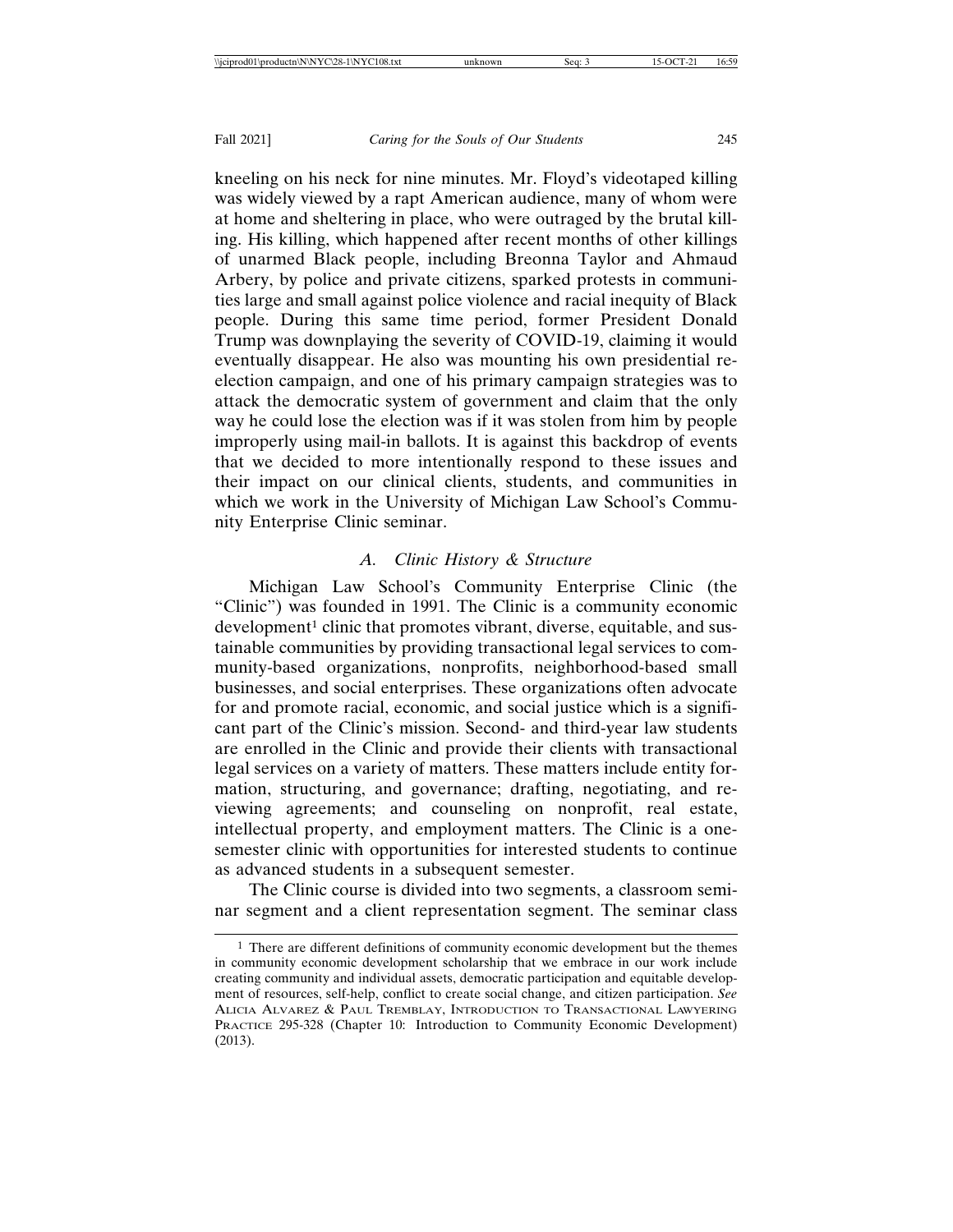kneeling on his neck for nine minutes. Mr. Floyd's videotaped killing was widely viewed by a rapt American audience, many of whom were at home and sheltering in place, who were outraged by the brutal killing. His killing, which happened after recent months of other killings of unarmed Black people, including Breonna Taylor and Ahmaud Arbery, by police and private citizens, sparked protests in communities large and small against police violence and racial inequity of Black people. During this same time period, former President Donald Trump was downplaying the severity of COVID-19, claiming it would eventually disappear. He also was mounting his own presidential re-election campaign, and one of his primary campaign strategies was to attack the democratic system of government and claim that the only way he could lose the election was if it was stolen from him by people improperly using mail-in ballots. It is against this backdrop of events that we decided to more intentionally respond to these issues and their impact on our clinical clients, students, and communities in which we work in the University of Michigan Law School's Community Enterprise Clinic seminar.

### *A. Clinic History & Structure*

Michigan Law School's Community Enterprise Clinic (the "Clinic") was founded in 1991. The Clinic is a community economic development[1] clinic that promotes vibrant, diverse, equitable, and sustainable communities by providing transactional legal services to community-based organizations, nonprofits, neighborhood-based small businesses, and social enterprises. These organizations often advocate for and promote racial, economic, and social justice which is a significant part of the Clinic's mission. Second- and third-year law students are enrolled in the Clinic and provide their clients with transactional legal services on a variety of matters. These matters include entity formation, structuring, and governance; drafting, negotiating, and reviewing agreements; and counseling on nonprofit, real estate, intellectual property, and employment matters. The Clinic is a one-semester clinic with opportunities for interested students to continue as advanced students in a subsequent semester.

The Clinic course is divided into two segments, a classroom seminar segment and a client representation segment. The seminar class

---

[1] There are different definitions of community economic development but the themes in community economic development scholarship that we embrace in our work include creating community and individual assets, democratic participation and equitable development of resources, self-help, conflict to create social change, and citizen participation. *See* ALICIA ALVAREZ & PAUL TREMBLAY, INTRODUCTION TO TRANSACTIONAL LAWYERING PRACTICE 295-328 (Chapter 10: Introduction to Community Economic Development) (2013).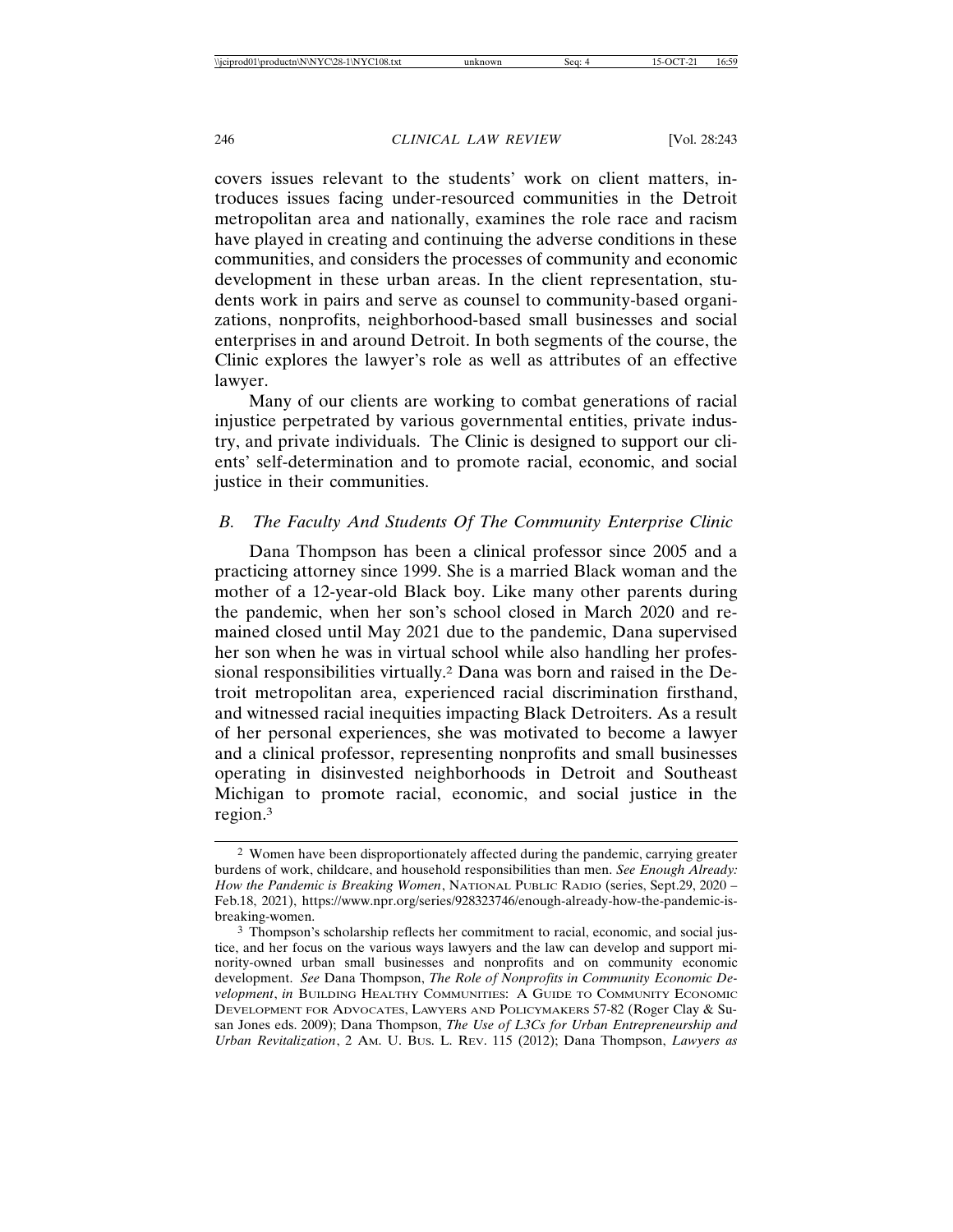covers issues relevant to the students' work on client matters, introduces issues facing under-resourced communities in the Detroit metropolitan area and nationally, examines the role race and racism have played in creating and continuing the adverse conditions in these communities, and considers the processes of community and economic development in these urban areas. In the client representation, students work in pairs and serve as counsel to community-based organizations, nonprofits, neighborhood-based small businesses and social enterprises in and around Detroit. In both segments of the course, the Clinic explores the lawyer's role as well as attributes of an effective lawyer.

Many of our clients are working to combat generations of racial injustice perpetrated by various governmental entities, private industry, and private individuals. The Clinic is designed to support our clients' self-determination and to promote racial, economic, and social justice in their communities.

### *B. The Faculty And Students Of The Community Enterprise Clinic*

Dana Thompson has been a clinical professor since 2005 and a practicing attorney since 1999. She is a married Black woman and the mother of a 12-year-old Black boy. Like many other parents during the pandemic, when her son's school closed in March 2020 and remained closed until May 2021 due to the pandemic, Dana supervised her son when he was in virtual school while also handling her professional responsibilities virtually.[2] Dana was born and raised in the Detroit metropolitan area, experienced racial discrimination firsthand, and witnessed racial inequities impacting Black Detroiters. As a result of her personal experiences, she was motivated to become a lawyer and a clinical professor, representing nonprofits and small businesses operating in disinvested neighborhoods in Detroit and Southeast Michigan to promote racial, economic, and social justice in the region.[3]

---

[2] Women have been disproportionately affected during the pandemic, carrying greater burdens of work, childcare, and household responsibilities than men. *See Enough Already: How the Pandemic is Breaking Women*, NATIONAL PUBLIC RADIO (series, Sept.29, 2020 – Feb.18, 2021), https://www.npr.org/series/928323746/enough-already-how-the-pandemic-is-breaking-women.

[3] Thompson's scholarship reflects her commitment to racial, economic, and social justice, and her focus on the various ways lawyers and the law can develop and support minority-owned urban small businesses and nonprofits and on community economic development. *See* Dana Thompson, *The Role of Nonprofits in Community Economic Development*, *in* BUILDING HEALTHY COMMUNITIES: A GUIDE TO COMMUNITY ECONOMIC DEVELOPMENT FOR ADVOCATES, LAWYERS AND POLICYMAKERS 57-82 (Roger Clay & Susan Jones eds. 2009); Dana Thompson, *The Use of L3Cs for Urban Entrepreneurship and Urban Revitalization*, 2 AM. U. BUS. L. REV. 115 (2012); Dana Thompson, *Lawyers as*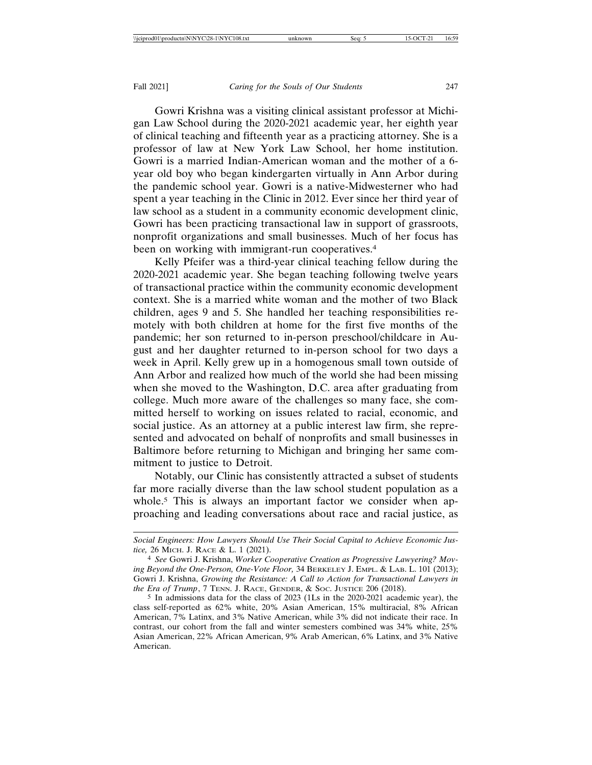Gowri Krishna was a visiting clinical assistant professor at Michigan Law School during the 2020-2021 academic year, her eighth year of clinical teaching and fifteenth year as a practicing attorney. She is a professor of law at New York Law School, her home institution. Gowri is a married Indian-American woman and the mother of a 6-year old boy who began kindergarten virtually in Ann Arbor during the pandemic school year. Gowri is a native-Midwesterner who had spent a year teaching in the Clinic in 2012. Ever since her third year of law school as a student in a community economic development clinic, Gowri has been practicing transactional law in support of grassroots, nonprofit organizations and small businesses. Much of her focus has been on working with immigrant-run cooperatives.[4]

Kelly Pfeifer was a third-year clinical teaching fellow during the 2020-2021 academic year. She began teaching following twelve years of transactional practice within the community economic development context. She is a married white woman and the mother of two Black children, ages 9 and 5. She handled her teaching responsibilities remotely with both children at home for the first five months of the pandemic; her son returned to in-person preschool/childcare in August and her daughter returned to in-person school for two days a week in April. Kelly grew up in a homogenous small town outside of Ann Arbor and realized how much of the world she had been missing when she moved to the Washington, D.C. area after graduating from college. Much more aware of the challenges so many face, she committed herself to working on issues related to racial, economic, and social justice. As an attorney at a public interest law firm, she represented and advocated on behalf of nonprofits and small businesses in Baltimore before returning to Michigan and bringing her same commitment to justice to Detroit.

Notably, our Clinic has consistently attracted a subset of students far more racially diverse than the law school student population as a whole.[5] This is always an important factor we consider when approaching and leading conversations about race and racial justice, as

---

*Social Engineers: How Lawyers Should Use Their Social Capital to Achieve Economic Justice,* 26 MICH. J. RACE & L. 1 (2021).

[4] *See* Gowri J. Krishna, *Worker Cooperative Creation as Progressive Lawyering? Moving Beyond the One-Person, One-Vote Floor,* 34 BERKELEY J. EMPL. & LAB. L. 101 (2013); Gowri J. Krishna, *Growing the Resistance: A Call to Action for Transactional Lawyers in the Era of Trump*, 7 TENN. J. RACE, GENDER, & SOC. JUSTICE 206 (2018).

[5] In admissions data for the class of 2023 (1Ls in the 2020-2021 academic year), the class self-reported as 62% white, 20% Asian American, 15% multiracial, 8% African American, 7% Latinx, and 3% Native American, while 3% did not indicate their race. In contrast, our cohort from the fall and winter semesters combined was 34% white, 25% Asian American, 22% African American, 9% Arab American, 6% Latinx, and 3% Native American.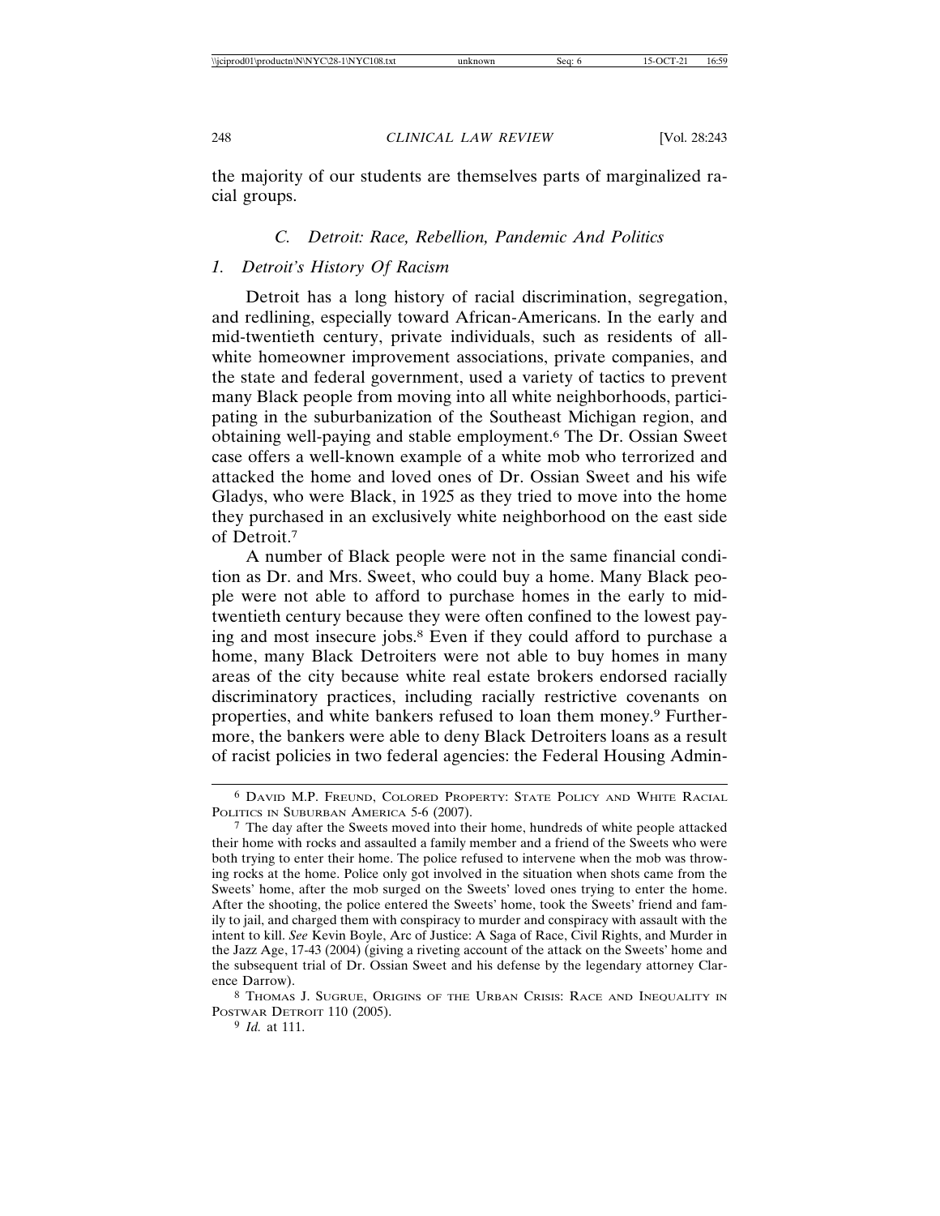the majority of our students are themselves parts of marginalized racial groups.

### *C. Detroit: Race, Rebellion, Pandemic And Politics*

#### *1. Detroit's History Of Racism*

Detroit has a long history of racial discrimination, segregation, and redlining, especially toward African-Americans. In the early and mid-twentieth century, private individuals, such as residents of all-white homeowner improvement associations, private companies, and the state and federal government, used a variety of tactics to prevent many Black people from moving into all white neighborhoods, participating in the suburbanization of the Southeast Michigan region, and obtaining well-paying and stable employment.[6] The Dr. Ossian Sweet case offers a well-known example of a white mob who terrorized and attacked the home and loved ones of Dr. Ossian Sweet and his wife Gladys, who were Black, in 1925 as they tried to move into the home they purchased in an exclusively white neighborhood on the east side of Detroit.[7]

A number of Black people were not in the same financial condition as Dr. and Mrs. Sweet, who could buy a home. Many Black people were not able to afford to purchase homes in the early to mid-twentieth century because they were often confined to the lowest paying and most insecure jobs.[8] Even if they could afford to purchase a home, many Black Detroiters were not able to buy homes in many areas of the city because white real estate brokers endorsed racially discriminatory practices, including racially restrictive covenants on properties, and white bankers refused to loan them money.[9] Furthermore, the bankers were able to deny Black Detroiters loans as a result of racist policies in two federal agencies: the Federal Housing Admin-

---

[6] David M.P. Freund, Colored Property: State Policy and White Racial Politics in Suburban America 5-6 (2007).

[7] The day after the Sweets moved into their home, hundreds of white people attacked their home with rocks and assaulted a family member and a friend of the Sweets who were both trying to enter their home. The police refused to intervene when the mob was throwing rocks at the home. Police only got involved in the situation when shots came from the Sweets' home, after the mob surged on the Sweets' loved ones trying to enter the home. After the shooting, the police entered the Sweets' home, took the Sweets' friend and family to jail, and charged them with conspiracy to murder and conspiracy with assault with the intent to kill. *See* Kevin Boyle, Arc of Justice: A Saga of Race, Civil Rights, and Murder in the Jazz Age, 17-43 (2004) (giving a riveting account of the attack on the Sweets' home and the subsequent trial of Dr. Ossian Sweet and his defense by the legendary attorney Clarence Darrow).

[8] Thomas J. Sugrue, Origins of the Urban Crisis: Race and Inequality in Postwar Detroit 110 (2005).

[9] *Id.* at 111.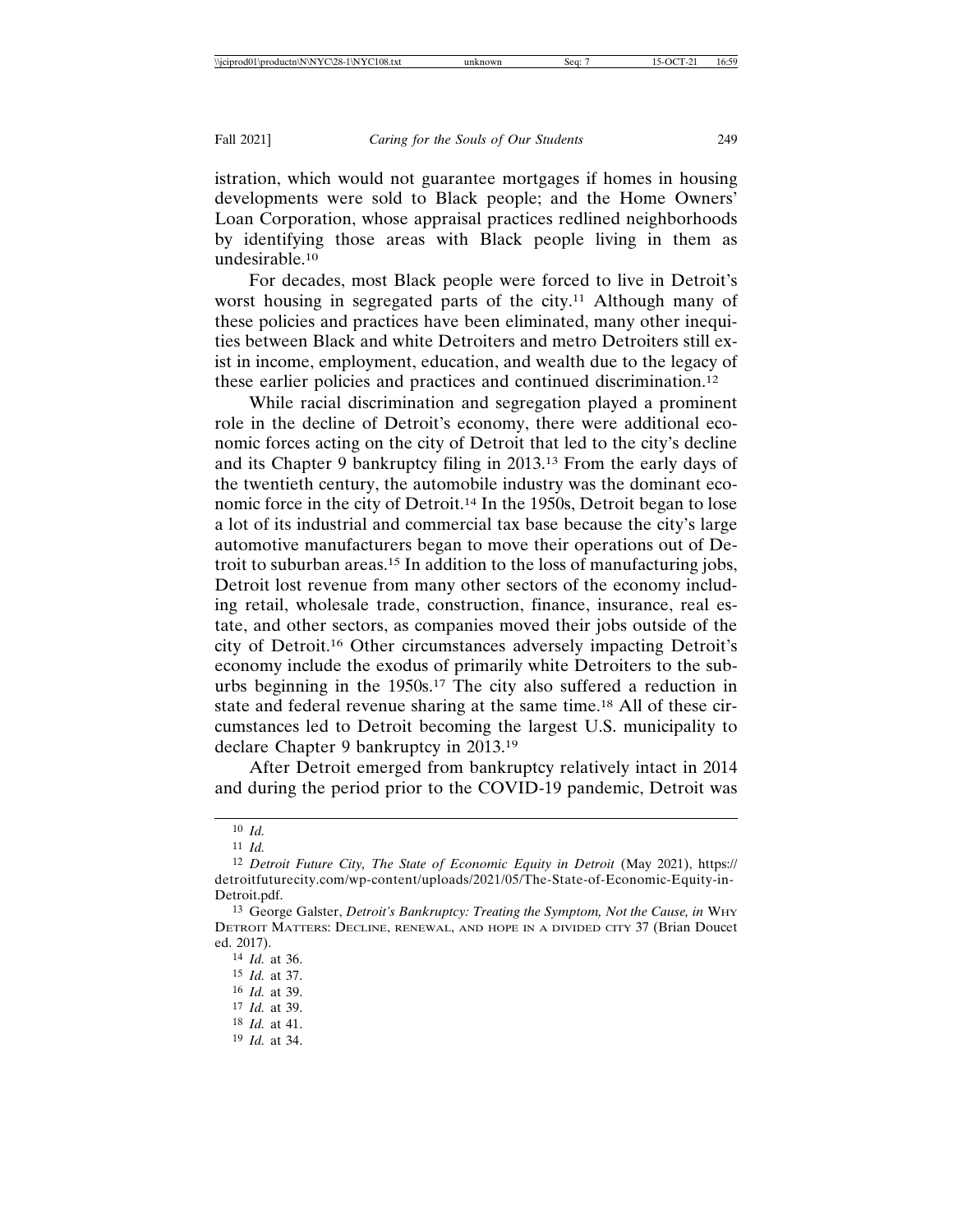istration, which would not guarantee mortgages if homes in housing developments were sold to Black people; and the Home Owners' Loan Corporation, whose appraisal practices redlined neighborhoods by identifying those areas with Black people living in them as undesirable.[10]

For decades, most Black people were forced to live in Detroit's worst housing in segregated parts of the city.[11] Although many of these policies and practices have been eliminated, many other inequities between Black and white Detroiters and metro Detroiters still exist in income, employment, education, and wealth due to the legacy of these earlier policies and practices and continued discrimination.[12]

While racial discrimination and segregation played a prominent role in the decline of Detroit's economy, there were additional economic forces acting on the city of Detroit that led to the city's decline and its Chapter 9 bankruptcy filing in 2013.[13] From the early days of the twentieth century, the automobile industry was the dominant economic force in the city of Detroit.[14] In the 1950s, Detroit began to lose a lot of its industrial and commercial tax base because the city's large automotive manufacturers began to move their operations out of Detroit to suburban areas.[15] In addition to the loss of manufacturing jobs, Detroit lost revenue from many other sectors of the economy including retail, wholesale trade, construction, finance, insurance, real estate, and other sectors, as companies moved their jobs outside of the city of Detroit.[16] Other circumstances adversely impacting Detroit's economy include the exodus of primarily white Detroiters to the suburbs beginning in the 1950s.[17] The city also suffered a reduction in state and federal revenue sharing at the same time.[18] All of these circumstances led to Detroit becoming the largest U.S. municipality to declare Chapter 9 bankruptcy in 2013.[19]

After Detroit emerged from bankruptcy relatively intact in 2014 and during the period prior to the COVID-19 pandemic, Detroit was

---

[10] *Id.*

[11] *Id.*

[12] *Detroit Future City, The State of Economic Equity in Detroit* (May 2021), https://detroitfuturecity.com/wp-content/uploads/2021/05/The-State-of-Economic-Equity-in-Detroit.pdf.

[13] George Galster, *Detroit's Bankruptcy: Treating the Symptom, Not the Cause, in* WHY DETROIT MATTERS: DECLINE, RENEWAL, AND HOPE IN A DIVIDED CITY 37 (Brian Doucet ed. 2017).

[14] *Id.* at 36.

[15] *Id.* at 37.

[16] *Id.* at 39.

[17] *Id.* at 39.

[18] *Id.* at 41.

[19] *Id.* at 34.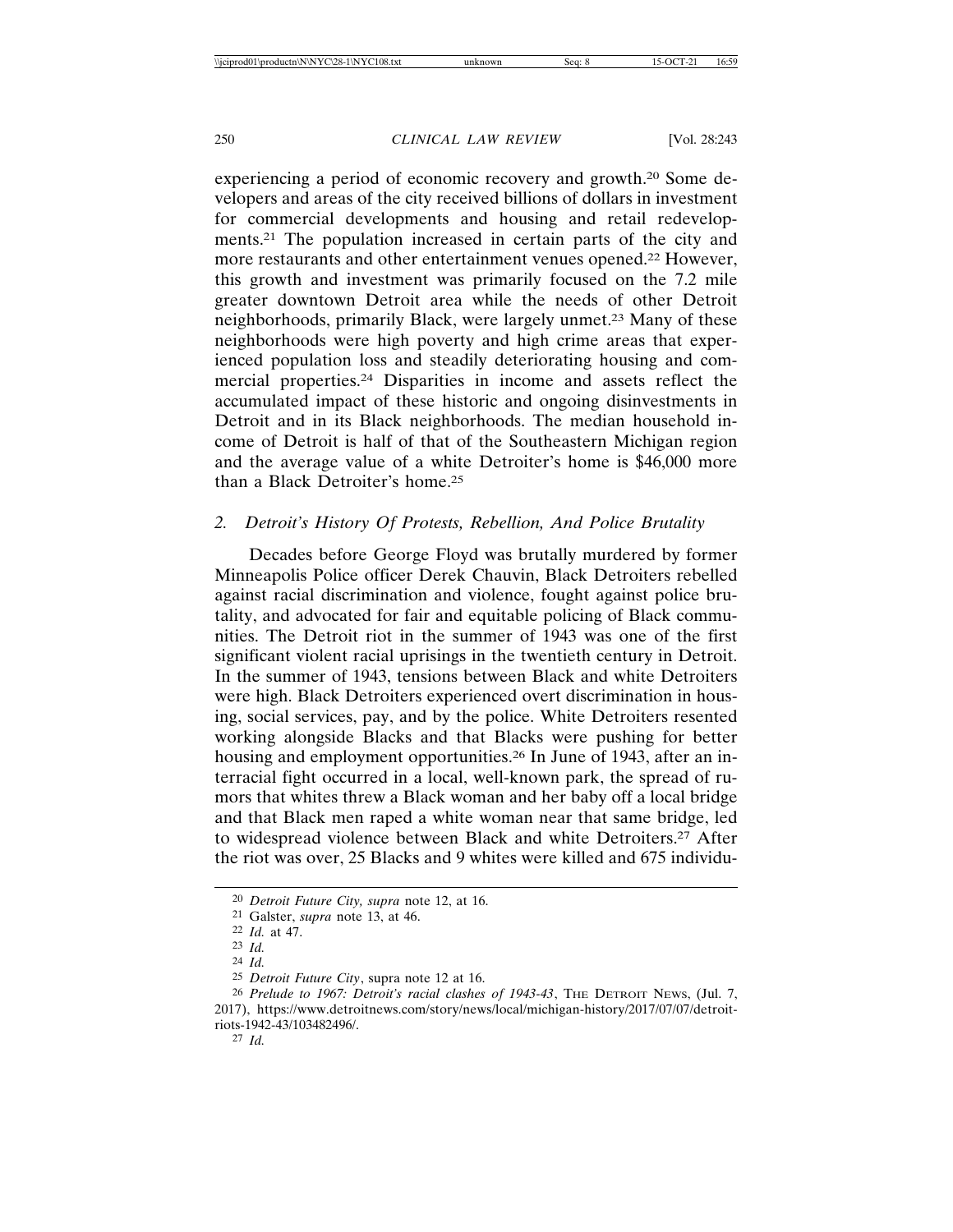experiencing a period of economic recovery and growth.[20] Some developers and areas of the city received billions of dollars in investment for commercial developments and housing and retail redevelopments.[21] The population increased in certain parts of the city and more restaurants and other entertainment venues opened.[22] However, this growth and investment was primarily focused on the 7.2 mile greater downtown Detroit area while the needs of other Detroit neighborhoods, primarily Black, were largely unmet.[23] Many of these neighborhoods were high poverty and high crime areas that experienced population loss and steadily deteriorating housing and commercial properties.[24] Disparities in income and assets reflect the accumulated impact of these historic and ongoing disinvestments in Detroit and in its Black neighborhoods. The median household income of Detroit is half of that of the Southeastern Michigan region and the average value of a white Detroiter's home is $46,000 more than a Black Detroiter's home.[25]

### *2. Detroit's History Of Protests, Rebellion, And Police Brutality*

Decades before George Floyd was brutally murdered by former Minneapolis Police officer Derek Chauvin, Black Detroiters rebelled against racial discrimination and violence, fought against police brutality, and advocated for fair and equitable policing of Black communities. The Detroit riot in the summer of 1943 was one of the first significant violent racial uprisings in the twentieth century in Detroit. In the summer of 1943, tensions between Black and white Detroiters were high. Black Detroiters experienced overt discrimination in housing, social services, pay, and by the police. White Detroiters resented working alongside Blacks and that Blacks were pushing for better housing and employment opportunities.[26] In June of 1943, after an interracial fight occurred in a local, well-known park, the spread of rumors that whites threw a Black woman and her baby off a local bridge and that Black men raped a white woman near that same bridge, led to widespread violence between Black and white Detroiters.[27] After the riot was over, 25 Blacks and 9 whites were killed and 675 individu-

---

[20] *Detroit Future City, supra* note 12, at 16.

[21] Galster, *supra* note 13, at 46.

[22] *Id.* at 47.

[23] *Id.*

[24] *Id.*

[25] *Detroit Future City*, supra note 12 at 16.

[26] *Prelude to 1967: Detroit's racial clashes of 1943-43*, THE DETROIT NEWS, (Jul. 7, 2017), https://www.detroitnews.com/story/news/local/michigan-history/2017/07/07/detroit-riots-1942-43/103482496/.

[27] *Id.*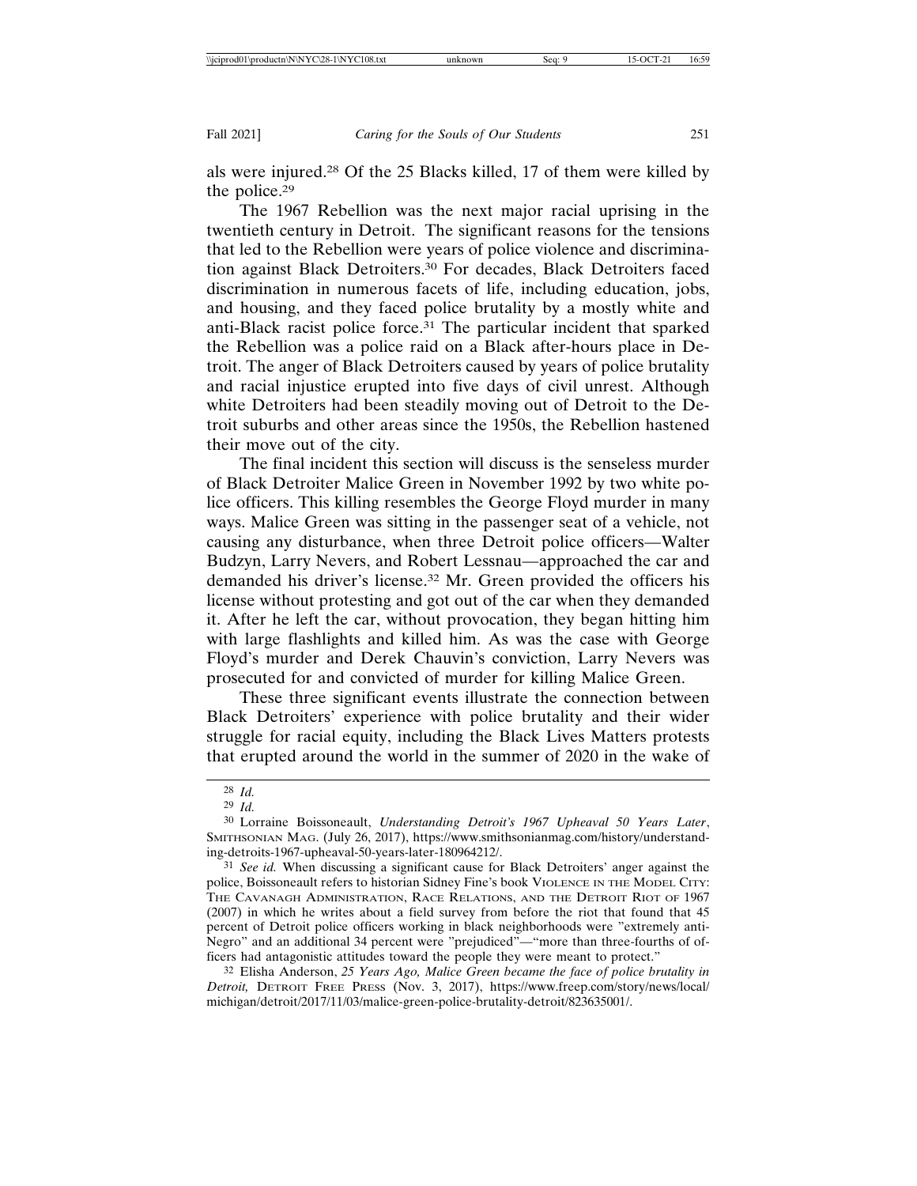als were injured.[28] Of the 25 Blacks killed, 17 of them were killed by the police.[29]

The 1967 Rebellion was the next major racial uprising in the twentieth century in Detroit. The significant reasons for the tensions that led to the Rebellion were years of police violence and discrimination against Black Detroiters.[30] For decades, Black Detroiters faced discrimination in numerous facets of life, including education, jobs, and housing, and they faced police brutality by a mostly white and anti-Black racist police force.[31] The particular incident that sparked the Rebellion was a police raid on a Black after-hours place in Detroit. The anger of Black Detroiters caused by years of police brutality and racial injustice erupted into five days of civil unrest. Although white Detroiters had been steadily moving out of Detroit to the Detroit suburbs and other areas since the 1950s, the Rebellion hastened their move out of the city.

The final incident this section will discuss is the senseless murder of Black Detroiter Malice Green in November 1992 by two white police officers. This killing resembles the George Floyd murder in many ways. Malice Green was sitting in the passenger seat of a vehicle, not causing any disturbance, when three Detroit police officers—Walter Budzyn, Larry Nevers, and Robert Lessnau—approached the car and demanded his driver's license.[32] Mr. Green provided the officers his license without protesting and got out of the car when they demanded it. After he left the car, without provocation, they began hitting him with large flashlights and killed him. As was the case with George Floyd's murder and Derek Chauvin's conviction, Larry Nevers was prosecuted for and convicted of murder for killing Malice Green.

These three significant events illustrate the connection between Black Detroiters' experience with police brutality and their wider struggle for racial equity, including the Black Lives Matters protests that erupted around the world in the summer of 2020 in the wake of

---

28 *Id.*

29 *Id.*

30 Lorraine Boissoneault, *Understanding Detroit's 1967 Upheaval 50 Years Later*, SMITHSONIAN MAG. (July 26, 2017), https://www.smithsonianmag.com/history/understanding-detroits-1967-upheaval-50-years-later-180964212/.

31 *See id.* When discussing a significant cause for Black Detroiters' anger against the police, Boissoneault refers to historian Sidney Fine's book VIOLENCE IN THE MODEL CITY: THE CAVANAGH ADMINISTRATION, RACE RELATIONS, AND THE DETROIT RIOT OF 1967 (2007) in which he writes about a field survey from before the riot that found that 45 percent of Detroit police officers working in black neighborhoods were "extremely anti-Negro" and an additional 34 percent were "prejudiced"—"more than three-fourths of officers had antagonistic attitudes toward the people they were meant to protect."

32 Elisha Anderson, *25 Years Ago, Malice Green became the face of police brutality in Detroit,* DETROIT FREE PRESS (Nov. 3, 2017), https://www.freep.com/story/news/local/michigan/detroit/2017/11/03/malice-green-police-brutality-detroit/823635001/.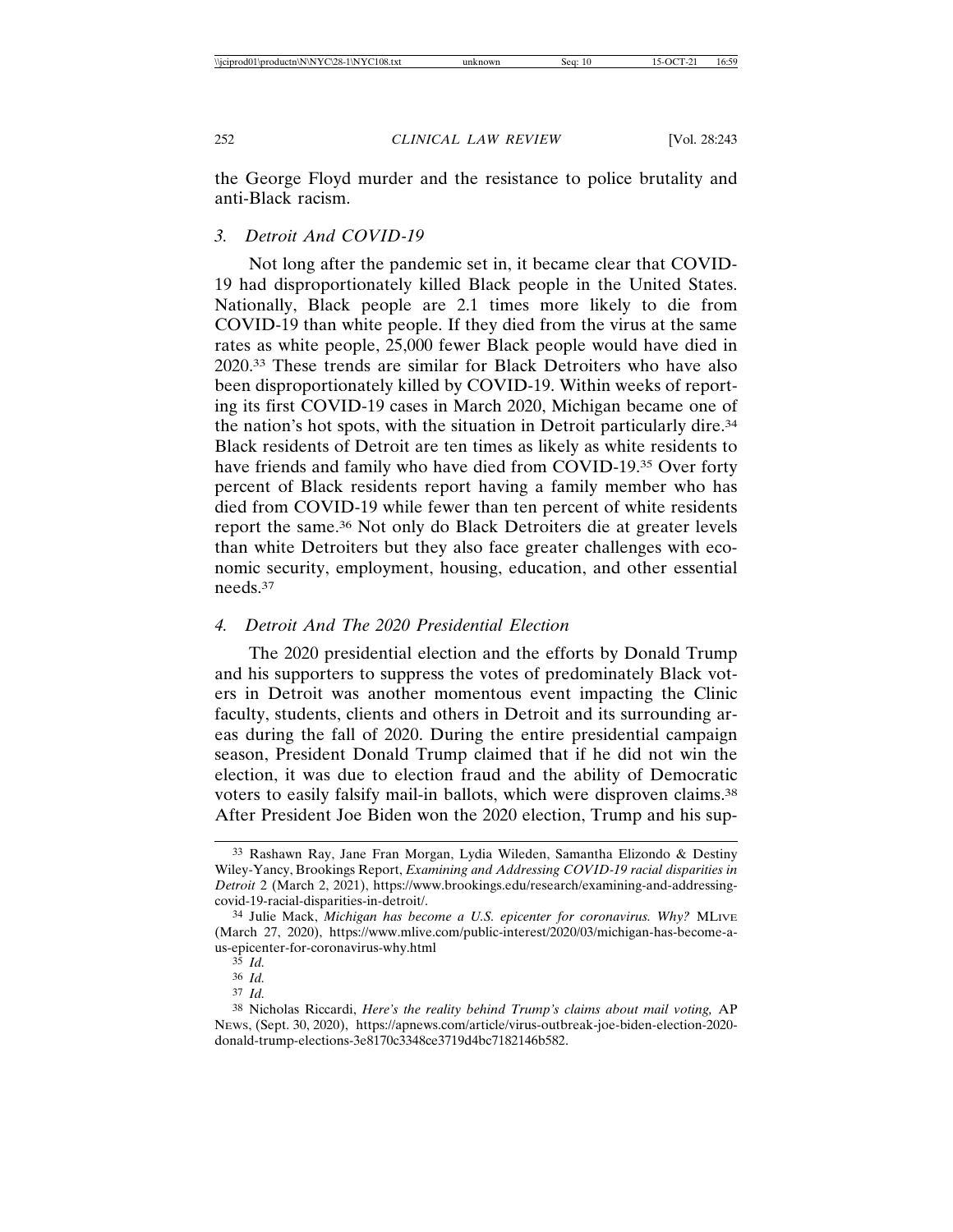the George Floyd murder and the resistance to police brutality and anti-Black racism.

### *3. Detroit And COVID-19*

Not long after the pandemic set in, it became clear that COVID-19 had disproportionately killed Black people in the United States. Nationally, Black people are 2.1 times more likely to die from COVID-19 than white people. If they died from the virus at the same rates as white people, 25,000 fewer Black people would have died in 2020.[33] These trends are similar for Black Detroiters who have also been disproportionately killed by COVID-19. Within weeks of reporting its first COVID-19 cases in March 2020, Michigan became one of the nation's hot spots, with the situation in Detroit particularly dire.[34] Black residents of Detroit are ten times as likely as white residents to have friends and family who have died from COVID-19.[35] Over forty percent of Black residents report having a family member who has died from COVID-19 while fewer than ten percent of white residents report the same.[36] Not only do Black Detroiters die at greater levels than white Detroiters but they also face greater challenges with economic security, employment, housing, education, and other essential needs.[37]

### *4. Detroit And The 2020 Presidential Election*

The 2020 presidential election and the efforts by Donald Trump and his supporters to suppress the votes of predominately Black voters in Detroit was another momentous event impacting the Clinic faculty, students, clients and others in Detroit and its surrounding areas during the fall of 2020. During the entire presidential campaign season, President Donald Trump claimed that if he did not win the election, it was due to election fraud and the ability of Democratic voters to easily falsify mail-in ballots, which were disproven claims.[38] After President Joe Biden won the 2020 election, Trump and his sup-

---

[33] Rashawn Ray, Jane Fran Morgan, Lydia Wileden, Samantha Elizondo & Destiny Wiley-Yancy, Brookings Report, *Examining and Addressing COVID-19 racial disparities in Detroit* 2 (March 2, 2021), https://www.brookings.edu/research/examining-and-addressing-covid-19-racial-disparities-in-detroit/.

[34] Julie Mack, *Michigan has become a U.S. epicenter for coronavirus. Why?* MLIVE (March 27, 2020), https://www.mlive.com/public-interest/2020/03/michigan-has-become-a-us-epicenter-for-coronavirus-why.html

[35] *Id.*

[36] *Id.*

[37] *Id.*

[38] Nicholas Riccardi, *Here's the reality behind Trump's claims about mail voting,* AP NEWS, (Sept. 30, 2020), https://apnews.com/article/virus-outbreak-joe-biden-election-2020-donald-trump-elections-3e8170c3348ce3719d4bc7182146b582.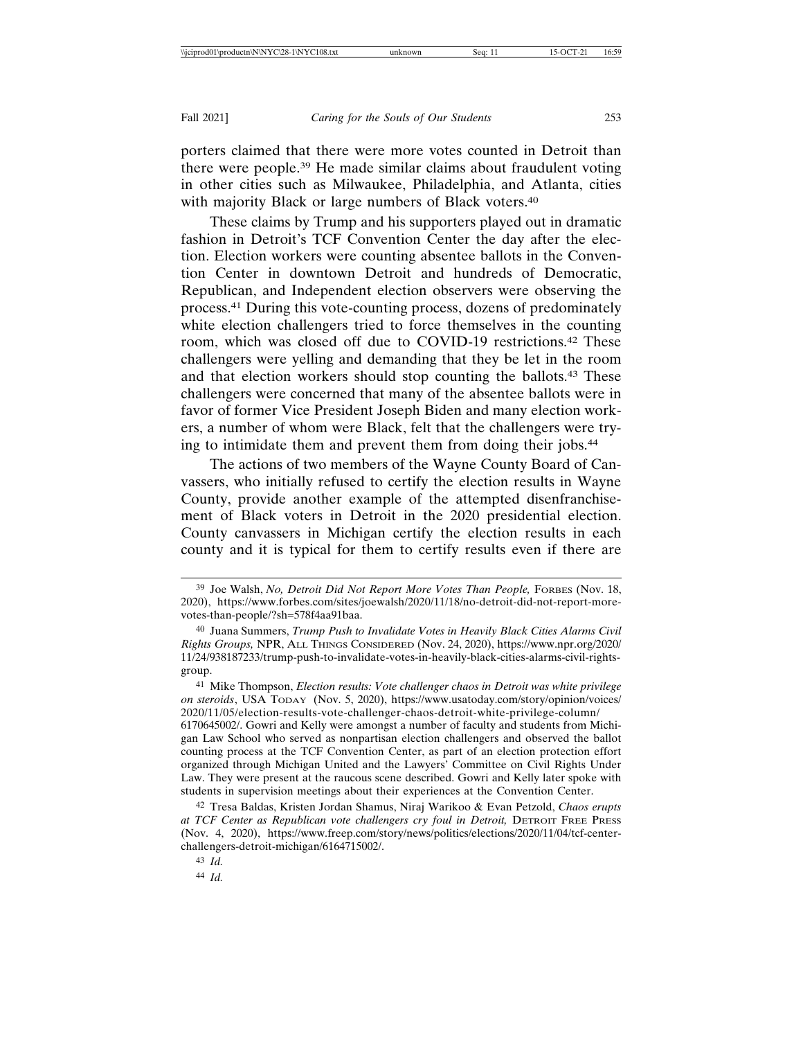porters claimed that there were more votes counted in Detroit than there were people.[39] He made similar claims about fraudulent voting in other cities such as Milwaukee, Philadelphia, and Atlanta, cities with majority Black or large numbers of Black voters.[40]

These claims by Trump and his supporters played out in dramatic fashion in Detroit's TCF Convention Center the day after the election. Election workers were counting absentee ballots in the Convention Center in downtown Detroit and hundreds of Democratic, Republican, and Independent election observers were observing the process.[41] During this vote-counting process, dozens of predominately white election challengers tried to force themselves in the counting room, which was closed off due to COVID-19 restrictions.[42] These challengers were yelling and demanding that they be let in the room and that election workers should stop counting the ballots.[43] These challengers were concerned that many of the absentee ballots were in favor of former Vice President Joseph Biden and many election workers, a number of whom were Black, felt that the challengers were trying to intimidate them and prevent them from doing their jobs.[44]

The actions of two members of the Wayne County Board of Canvassers, who initially refused to certify the election results in Wayne County, provide another example of the attempted disenfranchisement of Black voters in Detroit in the 2020 presidential election. County canvassers in Michigan certify the election results in each county and it is typical for them to certify results even if there are

---

[39] Joe Walsh, *No, Detroit Did Not Report More Votes Than People,* FORBES (Nov. 18, 2020), https://www.forbes.com/sites/joewalsh/2020/11/18/no-detroit-did-not-report-more-votes-than-people/?sh=578f4aa91baa.

[40] Juana Summers, *Trump Push to Invalidate Votes in Heavily Black Cities Alarms Civil Rights Groups,* NPR, ALL THINGS CONSIDERED (Nov. 24, 2020), https://www.npr.org/2020/11/24/938187233/trump-push-to-invalidate-votes-in-heavily-black-cities-alarms-civil-rights-group.

[41] Mike Thompson, *Election results: Vote challenger chaos in Detroit was white privilege on steroids*, USA TODAY (Nov. 5, 2020), https://www.usatoday.com/story/opinion/voices/2020/11/05/election-results-vote-challenger-chaos-detroit-white-privilege-column/6170645002/. Gowri and Kelly were amongst a number of faculty and students from Michigan Law School who served as nonpartisan election challengers and observed the ballot counting process at the TCF Convention Center, as part of an election protection effort organized through Michigan United and the Lawyers' Committee on Civil Rights Under Law. They were present at the raucous scene described. Gowri and Kelly later spoke with students in supervision meetings about their experiences at the Convention Center.

[42] Tresa Baldas, Kristen Jordan Shamus, Niraj Warikoo & Evan Petzold, *Chaos erupts at TCF Center as Republican vote challengers cry foul in Detroit,* DETROIT FREE PRESS (Nov. 4, 2020), https://www.freep.com/story/news/politics/elections/2020/11/04/tcf-center-challengers-detroit-michigan/6164715002/.

[43] *Id.*

[44] *Id.*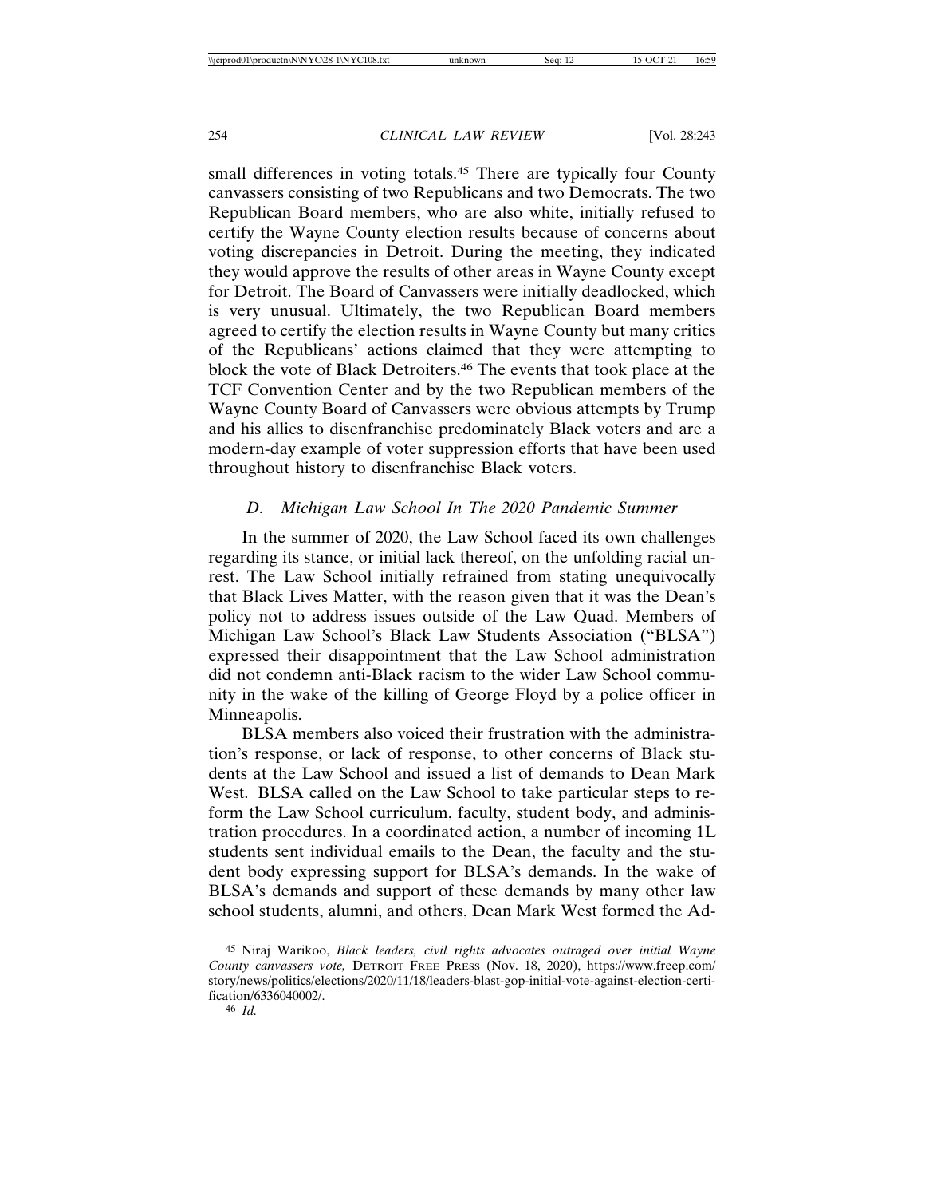small differences in voting totals.[45] There are typically four County canvassers consisting of two Republicans and two Democrats. The two Republican Board members, who are also white, initially refused to certify the Wayne County election results because of concerns about voting discrepancies in Detroit. During the meeting, they indicated they would approve the results of other areas in Wayne County except for Detroit. The Board of Canvassers were initially deadlocked, which is very unusual. Ultimately, the two Republican Board members agreed to certify the election results in Wayne County but many critics of the Republicans' actions claimed that they were attempting to block the vote of Black Detroiters.[46] The events that took place at the TCF Convention Center and by the two Republican members of the Wayne County Board of Canvassers were obvious attempts by Trump and his allies to disenfranchise predominately Black voters and are a modern-day example of voter suppression efforts that have been used throughout history to disenfranchise Black voters.

### *D. Michigan Law School In The 2020 Pandemic Summer*

In the summer of 2020, the Law School faced its own challenges regarding its stance, or initial lack thereof, on the unfolding racial unrest. The Law School initially refrained from stating unequivocally that Black Lives Matter, with the reason given that it was the Dean's policy not to address issues outside of the Law Quad. Members of Michigan Law School's Black Law Students Association ("BLSA") expressed their disappointment that the Law School administration did not condemn anti-Black racism to the wider Law School community in the wake of the killing of George Floyd by a police officer in Minneapolis.

BLSA members also voiced their frustration with the administration's response, or lack of response, to other concerns of Black students at the Law School and issued a list of demands to Dean Mark West. BLSA called on the Law School to take particular steps to reform the Law School curriculum, faculty, student body, and administration procedures. In a coordinated action, a number of incoming 1L students sent individual emails to the Dean, the faculty and the student body expressing support for BLSA's demands. In the wake of BLSA's demands and support of these demands by many other law school students, alumni, and others, Dean Mark West formed the Ad-

---

[45] Niraj Warikoo, *Black leaders, civil rights advocates outraged over initial Wayne County canvassers vote,* DETROIT FREE PRESS (Nov. 18, 2020), https://www.freep.com/story/news/politics/elections/2020/11/18/leaders-blast-gop-initial-vote-against-election-certification/6336040002/.

[46] *Id.*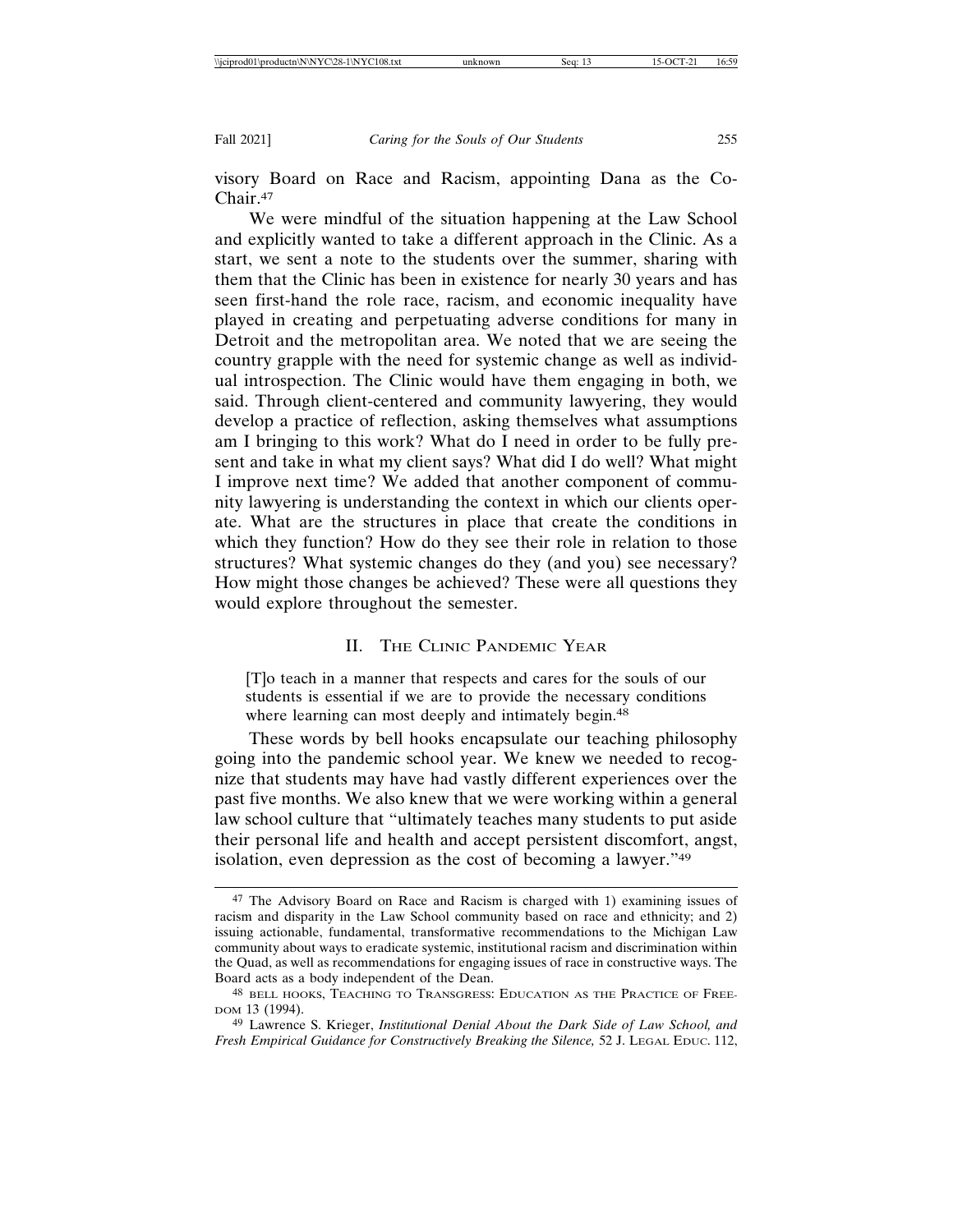visory Board on Race and Racism, appointing Dana as the Co-Chair.[47]

We were mindful of the situation happening at the Law School and explicitly wanted to take a different approach in the Clinic. As a start, we sent a note to the students over the summer, sharing with them that the Clinic has been in existence for nearly 30 years and has seen first-hand the role race, racism, and economic inequality have played in creating and perpetuating adverse conditions for many in Detroit and the metropolitan area. We noted that we are seeing the country grapple with the need for systemic change as well as individual introspection. The Clinic would have them engaging in both, we said. Through client-centered and community lawyering, they would develop a practice of reflection, asking themselves what assumptions am I bringing to this work? What do I need in order to be fully present and take in what my client says? What did I do well? What might I improve next time? We added that another component of community lawyering is understanding the context in which our clients operate. What are the structures in place that create the conditions in which they function? How do they see their role in relation to those structures? What systemic changes do they (and you) see necessary? How might those changes be achieved? These were all questions they would explore throughout the semester.

## II. The Clinic Pandemic Year

> [T]o teach in a manner that respects and cares for the souls of our students is essential if we are to provide the necessary conditions where learning can most deeply and intimately begin.[48]

These words by bell hooks encapsulate our teaching philosophy going into the pandemic school year. We knew we needed to recognize that students may have had vastly different experiences over the past five months. We also knew that we were working within a general law school culture that "ultimately teaches many students to put aside their personal life and health and accept persistent discomfort, angst, isolation, even depression as the cost of becoming a lawyer."[49]

---

[47] The Advisory Board on Race and Racism is charged with 1) examining issues of racism and disparity in the Law School community based on race and ethnicity; and 2) issuing actionable, fundamental, transformative recommendations to the Michigan Law community about ways to eradicate systemic, institutional racism and discrimination within the Quad, as well as recommendations for engaging issues of race in constructive ways. The Board acts as a body independent of the Dean.

[48] bell hooks, Teaching to Transgress: Education as the Practice of Freedom 13 (1994).

[49] Lawrence S. Krieger, *Institutional Denial About the Dark Side of Law School, and Fresh Empirical Guidance for Constructively Breaking the Silence,* 52 J. Legal Educ. 112,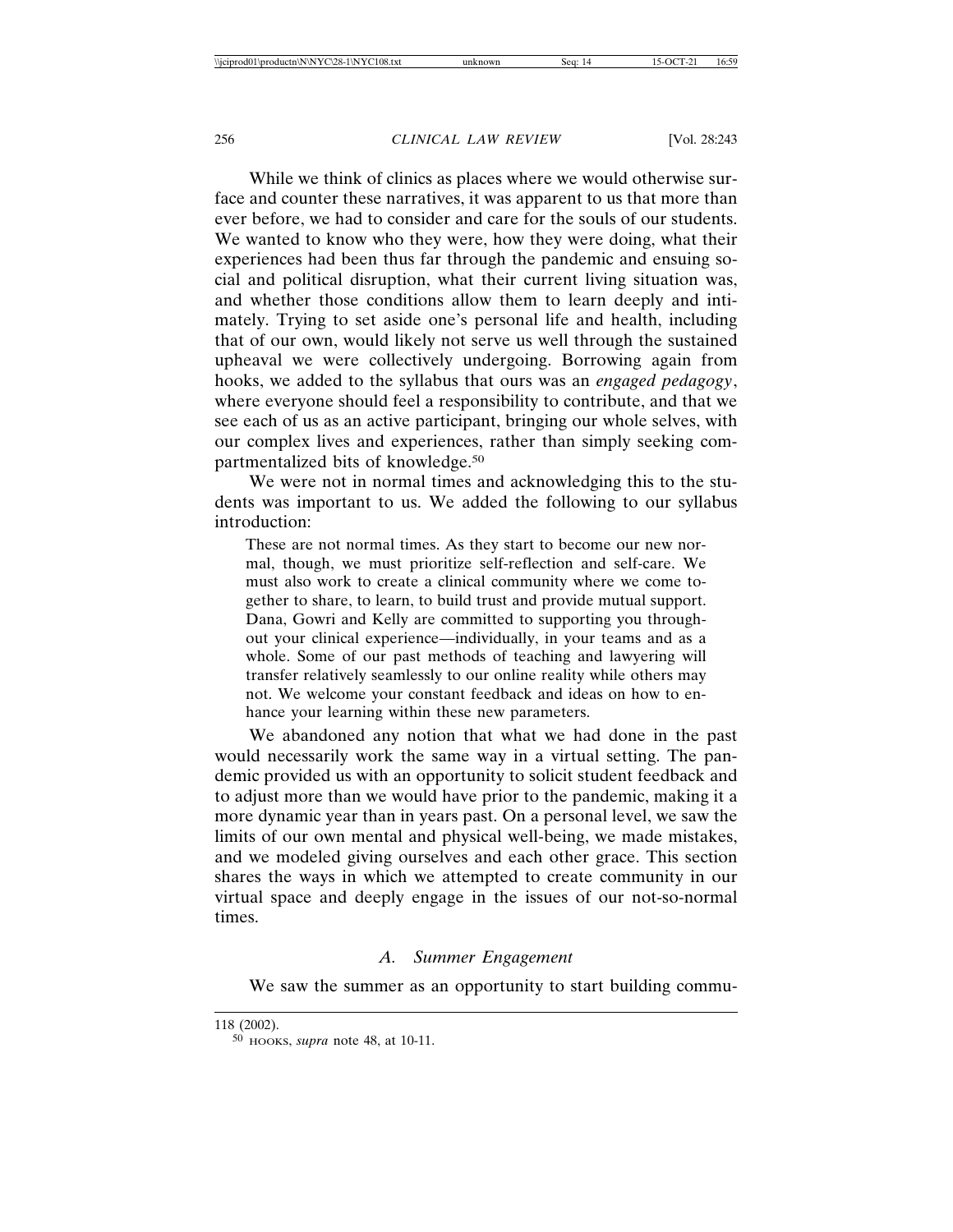While we think of clinics as places where we would otherwise surface and counter these narratives, it was apparent to us that more than ever before, we had to consider and care for the souls of our students. We wanted to know who they were, how they were doing, what their experiences had been thus far through the pandemic and ensuing social and political disruption, what their current living situation was, and whether those conditions allow them to learn deeply and intimately. Trying to set aside one's personal life and health, including that of our own, would likely not serve us well through the sustained upheaval we were collectively undergoing. Borrowing again from hooks, we added to the syllabus that ours was an *engaged pedagogy*, where everyone should feel a responsibility to contribute, and that we see each of us as an active participant, bringing our whole selves, with our complex lives and experiences, rather than simply seeking compartmentalized bits of knowledge.[50]

We were not in normal times and acknowledging this to the students was important to us. We added the following to our syllabus introduction:

> These are not normal times. As they start to become our new normal, though, we must prioritize self-reflection and self-care. We must also work to create a clinical community where we come together to share, to learn, to build trust and provide mutual support. Dana, Gowri and Kelly are committed to supporting you throughout your clinical experience—individually, in your teams and as a whole. Some of our past methods of teaching and lawyering will transfer relatively seamlessly to our online reality while others may not. We welcome your constant feedback and ideas on how to enhance your learning within these new parameters.

We abandoned any notion that what we had done in the past would necessarily work the same way in a virtual setting. The pandemic provided us with an opportunity to solicit student feedback and to adjust more than we would have prior to the pandemic, making it a more dynamic year than in years past. On a personal level, we saw the limits of our own mental and physical well-being, we made mistakes, and we modeled giving ourselves and each other grace. This section shares the ways in which we attempted to create community in our virtual space and deeply engage in the issues of our not-so-normal times.

### *A. Summer Engagement*

We saw the summer as an opportunity to start building commu-

118 (2002).

[50] HOOKS, *supra* note 48, at 10-11.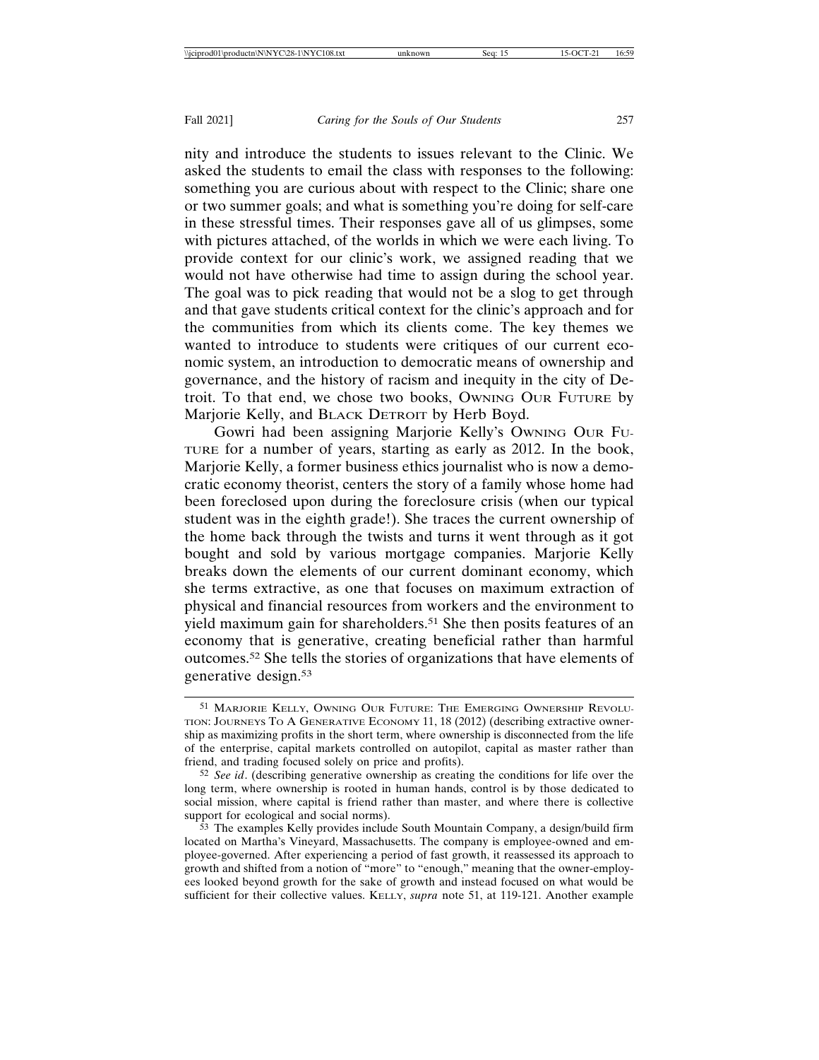nity and introduce the students to issues relevant to the Clinic. We asked the students to email the class with responses to the following: something you are curious about with respect to the Clinic; share one or two summer goals; and what is something you're doing for self-care in these stressful times. Their responses gave all of us glimpses, some with pictures attached, of the worlds in which we were each living. To provide context for our clinic's work, we assigned reading that we would not have otherwise had time to assign during the school year. The goal was to pick reading that would not be a slog to get through and that gave students critical context for the clinic's approach and for the communities from which its clients come. The key themes we wanted to introduce to students were critiques of our current economic system, an introduction to democratic means of ownership and governance, and the history of racism and inequity in the city of Detroit. To that end, we chose two books, OWNING OUR FUTURE by Marjorie Kelly, and BLACK DETROIT by Herb Boyd.

Gowri had been assigning Marjorie Kelly's OWNING OUR FUTURE for a number of years, starting as early as 2012. In the book, Marjorie Kelly, a former business ethics journalist who is now a democratic economy theorist, centers the story of a family whose home had been foreclosed upon during the foreclosure crisis (when our typical student was in the eighth grade!). She traces the current ownership of the home back through the twists and turns it went through as it got bought and sold by various mortgage companies. Marjorie Kelly breaks down the elements of our current dominant economy, which she terms extractive, as one that focuses on maximum extraction of physical and financial resources from workers and the environment to yield maximum gain for shareholders.[51] She then posits features of an economy that is generative, creating beneficial rather than harmful outcomes.[52] She tells the stories of organizations that have elements of generative design.[53]

---

[51] MARJORIE KELLY, OWNING OUR FUTURE: THE EMERGING OWNERSHIP REVOLUTION: JOURNEYS TO A GENERATIVE ECONOMY 11, 18 (2012) (describing extractive ownership as maximizing profits in the short term, where ownership is disconnected from the life of the enterprise, capital markets controlled on autopilot, capital as master rather than friend, and trading focused solely on price and profits).

[52] *See id*. (describing generative ownership as creating the conditions for life over the long term, where ownership is rooted in human hands, control is by those dedicated to social mission, where capital is friend rather than master, and where there is collective support for ecological and social norms).

[53] The examples Kelly provides include South Mountain Company, a design/build firm located on Martha's Vineyard, Massachusetts. The company is employee-owned and employee-governed. After experiencing a period of fast growth, it reassessed its approach to growth and shifted from a notion of "more" to "enough," meaning that the owner-employees looked beyond growth for the sake of growth and instead focused on what would be sufficient for their collective values. KELLY, *supra* note 51, at 119-121. Another example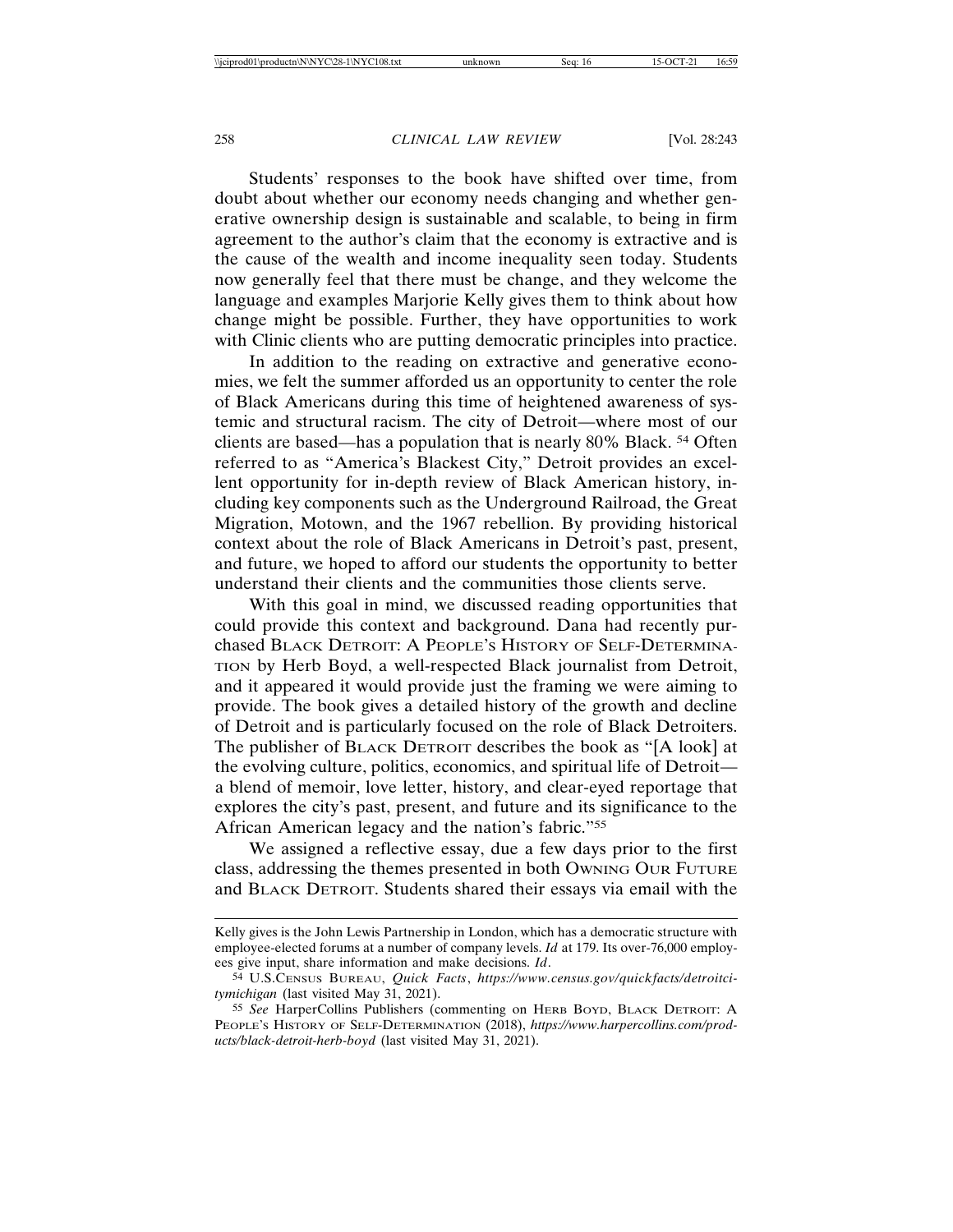Students' responses to the book have shifted over time, from doubt about whether our economy needs changing and whether generative ownership design is sustainable and scalable, to being in firm agreement to the author's claim that the economy is extractive and is the cause of the wealth and income inequality seen today. Students now generally feel that there must be change, and they welcome the language and examples Marjorie Kelly gives them to think about how change might be possible. Further, they have opportunities to work with Clinic clients who are putting democratic principles into practice.

In addition to the reading on extractive and generative economies, we felt the summer afforded us an opportunity to center the role of Black Americans during this time of heightened awareness of systemic and structural racism. The city of Detroit—where most of our clients are based—has a population that is nearly 80% Black. [54] Often referred to as "America's Blackest City," Detroit provides an excellent opportunity for in-depth review of Black American history, including key components such as the Underground Railroad, the Great Migration, Motown, and the 1967 rebellion. By providing historical context about the role of Black Americans in Detroit's past, present, and future, we hoped to afford our students the opportunity to better understand their clients and the communities those clients serve.

With this goal in mind, we discussed reading opportunities that could provide this context and background. Dana had recently purchased BLACK DETROIT: A PEOPLE'S HISTORY OF SELF-DETERMINATION by Herb Boyd, a well-respected Black journalist from Detroit, and it appeared it would provide just the framing we were aiming to provide. The book gives a detailed history of the growth and decline of Detroit and is particularly focused on the role of Black Detroiters. The publisher of BLACK DETROIT describes the book as "[A look] at the evolving culture, politics, economics, and spiritual life of Detroit—a blend of memoir, love letter, history, and clear-eyed reportage that explores the city's past, present, and future and its significance to the African American legacy and the nation's fabric."[55]

We assigned a reflective essay, due a few days prior to the first class, addressing the themes presented in both OWNING OUR FUTURE and BLACK DETROIT. Students shared their essays via email with the

---

Kelly gives is the John Lewis Partnership in London, which has a democratic structure with employee-elected forums at a number of company levels. *Id* at 179. Its over-76,000 employees give input, share information and make decisions. *Id*.

[54] U.S.CENSUS BUREAU, *Quick Facts*, *https://www.census.gov/quickfacts/detroitcitymichigan* (last visited May 31, 2021).

[55] *See* HarperCollins Publishers (commenting on HERB BOYD, BLACK DETROIT: A PEOPLE'S HISTORY OF SELF-DETERMINATION (2018), *https://www.harpercollins.com/products/black-detroit-herb-boyd* (last visited May 31, 2021).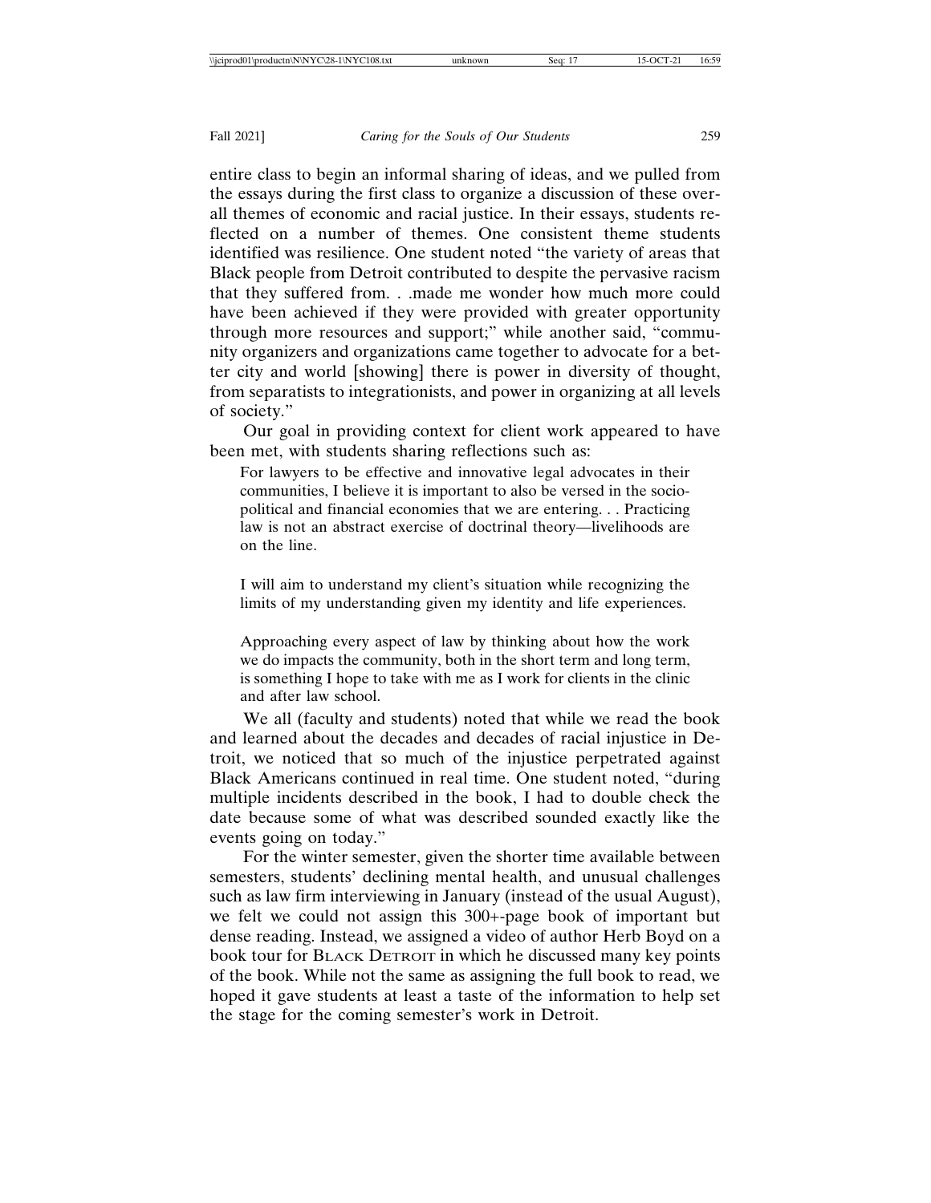entire class to begin an informal sharing of ideas, and we pulled from the essays during the first class to organize a discussion of these overall themes of economic and racial justice. In their essays, students reflected on a number of themes. One consistent theme students identified was resilience. One student noted "the variety of areas that Black people from Detroit contributed to despite the pervasive racism that they suffered from. . .made me wonder how much more could have been achieved if they were provided with greater opportunity through more resources and support;" while another said, "community organizers and organizations came together to advocate for a better city and world [showing] there is power in diversity of thought, from separatists to integrationists, and power in organizing at all levels of society."

Our goal in providing context for client work appeared to have been met, with students sharing reflections such as:

> For lawyers to be effective and innovative legal advocates in their communities, I believe it is important to also be versed in the socio-political and financial economies that we are entering. . . Practicing law is not an abstract exercise of doctrinal theory—livelihoods are on the line.
>
> I will aim to understand my client's situation while recognizing the limits of my understanding given my identity and life experiences.
>
> Approaching every aspect of law by thinking about how the work we do impacts the community, both in the short term and long term, is something I hope to take with me as I work for clients in the clinic and after law school.

We all (faculty and students) noted that while we read the book and learned about the decades and decades of racial injustice in Detroit, we noticed that so much of the injustice perpetrated against Black Americans continued in real time. One student noted, "during multiple incidents described in the book, I had to double check the date because some of what was described sounded exactly like the events going on today."

For the winter semester, given the shorter time available between semesters, students' declining mental health, and unusual challenges such as law firm interviewing in January (instead of the usual August), we felt we could not assign this 300+-page book of important but dense reading. Instead, we assigned a video of author Herb Boyd on a book tour for BLACK DETROIT in which he discussed many key points of the book. While not the same as assigning the full book to read, we hoped it gave students at least a taste of the information to help set the stage for the coming semester's work in Detroit.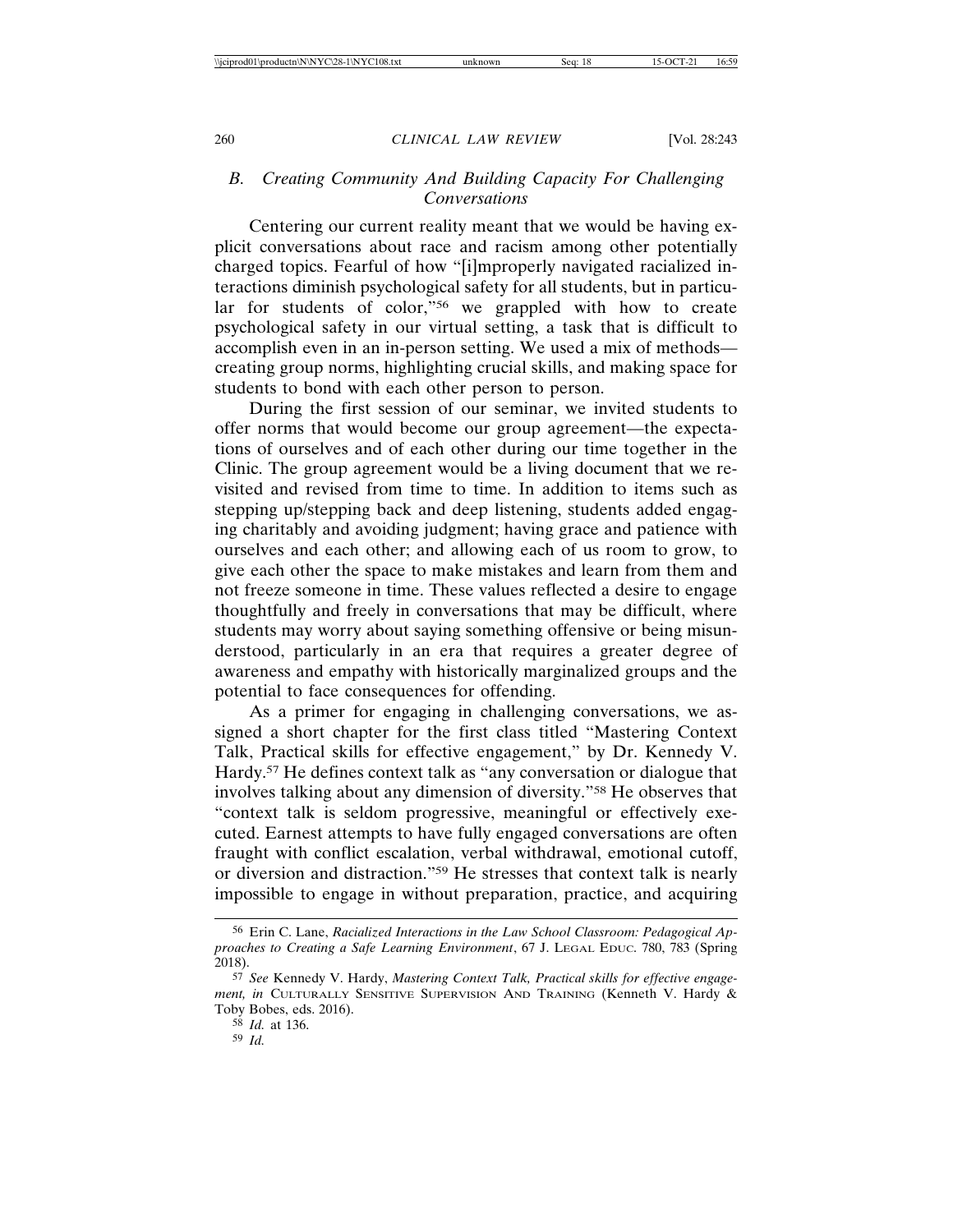### B. *Creating Community And Building Capacity For Challenging Conversations*

Centering our current reality meant that we would be having explicit conversations about race and racism among other potentially charged topics. Fearful of how "[i]mproperly navigated racialized interactions diminish psychological safety for all students, but in particular for students of color,"[56] we grappled with how to create psychological safety in our virtual setting, a task that is difficult to accomplish even in an in-person setting. We used a mix of methods—creating group norms, highlighting crucial skills, and making space for students to bond with each other person to person.

During the first session of our seminar, we invited students to offer norms that would become our group agreement—the expectations of ourselves and of each other during our time together in the Clinic. The group agreement would be a living document that we revisited and revised from time to time. In addition to items such as stepping up/stepping back and deep listening, students added engaging charitably and avoiding judgment; having grace and patience with ourselves and each other; and allowing each of us room to grow, to give each other the space to make mistakes and learn from them and not freeze someone in time. These values reflected a desire to engage thoughtfully and freely in conversations that may be difficult, where students may worry about saying something offensive or being misunderstood, particularly in an era that requires a greater degree of awareness and empathy with historically marginalized groups and the potential to face consequences for offending.

As a primer for engaging in challenging conversations, we assigned a short chapter for the first class titled "Mastering Context Talk, Practical skills for effective engagement," by Dr. Kennedy V. Hardy.[57] He defines context talk as "any conversation or dialogue that involves talking about any dimension of diversity."[58] He observes that "context talk is seldom progressive, meaningful or effectively executed. Earnest attempts to have fully engaged conversations are often fraught with conflict escalation, verbal withdrawal, emotional cutoff, or diversion and distraction."[59] He stresses that context talk is nearly impossible to engage in without preparation, practice, and acquiring

---

[56] Erin C. Lane, *Racialized Interactions in the Law School Classroom: Pedagogical Approaches to Creating a Safe Learning Environment*, 67 J. Legal Educ. 780, 783 (Spring 2018).

[57] *See* Kennedy V. Hardy, *Mastering Context Talk, Practical skills for effective engagement, in* Culturally Sensitive Supervision And Training (Kenneth V. Hardy & Toby Bobes, eds. 2016).

[58] *Id.* at 136.

[59] *Id.*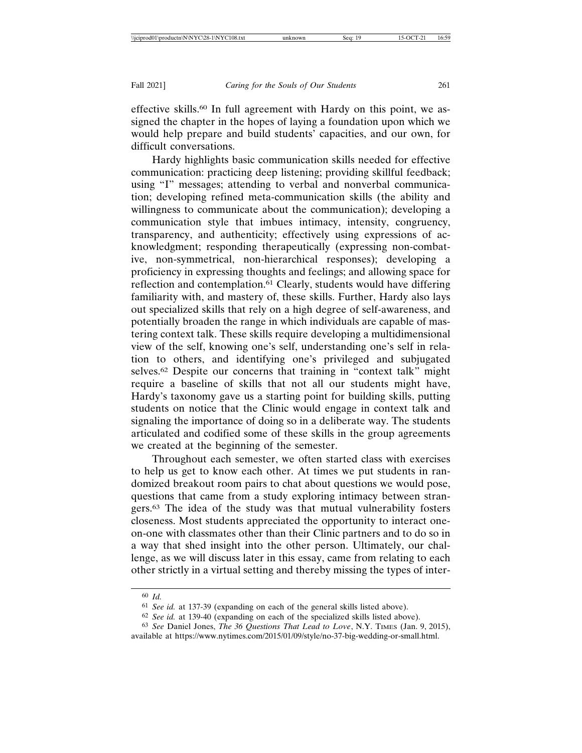effective skills.[60] In full agreement with Hardy on this point, we assigned the chapter in the hopes of laying a foundation upon which we would help prepare and build students' capacities, and our own, for difficult conversations.

Hardy highlights basic communication skills needed for effective communication: practicing deep listening; providing skillful feedback; using "I" messages; attending to verbal and nonverbal communication; developing refined meta-communication skills (the ability and willingness to communicate about the communication); developing a communication style that imbues intimacy, intensity, congruency, transparency, and authenticity; effectively using expressions of acknowledgment; responding therapeutically (expressing non-combative, non-symmetrical, non-hierarchical responses); developing a proficiency in expressing thoughts and feelings; and allowing space for reflection and contemplation.[61] Clearly, students would have differing familiarity with, and mastery of, these skills. Further, Hardy also lays out specialized skills that rely on a high degree of self-awareness, and potentially broaden the range in which individuals are capable of mastering context talk. These skills require developing a multidimensional view of the self, knowing one's self, understanding one's self in relation to others, and identifying one's privileged and subjugated selves.[62] Despite our concerns that training in "context talk" might require a baseline of skills that not all our students might have, Hardy's taxonomy gave us a starting point for building skills, putting students on notice that the Clinic would engage in context talk and signaling the importance of doing so in a deliberate way. The students articulated and codified some of these skills in the group agreements we created at the beginning of the semester.

Throughout each semester, we often started class with exercises to help us get to know each other. At times we put students in randomized breakout room pairs to chat about questions we would pose, questions that came from a study exploring intimacy between strangers.[63] The idea of the study was that mutual vulnerability fosters closeness. Most students appreciated the opportunity to interact one-on-one with classmates other than their Clinic partners and to do so in a way that shed insight into the other person. Ultimately, our challenge, as we will discuss later in this essay, came from relating to each other strictly in a virtual setting and thereby missing the types of inter-

---

[60] *Id.*

[61] *See id.* at 137-39 (expanding on each of the general skills listed above).

[62] *See id.* at 139-40 (expanding on each of the specialized skills listed above).

[63] *See* Daniel Jones, *The 36 Questions That Lead to Love*, N.Y. TIMES (Jan. 9, 2015), available at https://www.nytimes.com/2015/01/09/style/no-37-big-wedding-or-small.html.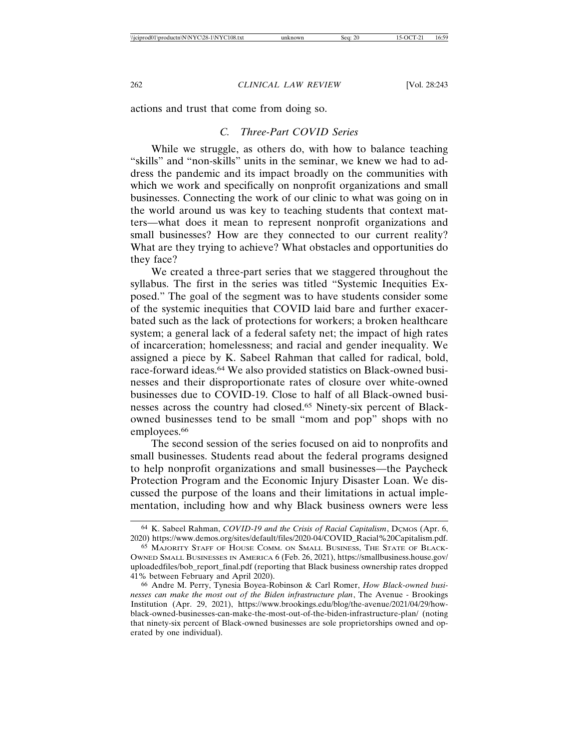actions and trust that come from doing so.

### *C. Three-Part COVID Series*

While we struggle, as others do, with how to balance teaching "skills" and "non-skills" units in the seminar, we knew we had to address the pandemic and its impact broadly on the communities with which we work and specifically on nonprofit organizations and small businesses. Connecting the work of our clinic to what was going on in the world around us was key to teaching students that context matters—what does it mean to represent nonprofit organizations and small businesses? How are they connected to our current reality? What are they trying to achieve? What obstacles and opportunities do they face?

We created a three-part series that we staggered throughout the syllabus. The first in the series was titled "Systemic Inequities Exposed." The goal of the segment was to have students consider some of the systemic inequities that COVID laid bare and further exacerbated such as the lack of protections for workers; a broken healthcare system; a general lack of a federal safety net; the impact of high rates of incarceration; homelessness; and racial and gender inequality. We assigned a piece by K. Sabeel Rahman that called for radical, bold, race-forward ideas.[64] We also provided statistics on Black-owned businesses and their disproportionate rates of closure over white-owned businesses due to COVID-19. Close to half of all Black-owned businesses across the country had closed.[65] Ninety-six percent of Black-owned businesses tend to be small "mom and pop" shops with no employees.[66]

The second session of the series focused on aid to nonprofits and small businesses. Students read about the federal programs designed to help nonprofit organizations and small businesses—the Paycheck Protection Program and the Economic Injury Disaster Loan. We discussed the purpose of the loans and their limitations in actual implementation, including how and why Black business owners were less

---

[64] K. Sabeel Rahman, *COVID-19 and the Crisis of Racial Capitalism*, DÇMOS (Apr. 6, 2020) https://www.demos.org/sites/default/files/2020-04/COVID_Racial%20Capitalism.pdf.

[65] MAJORITY STAFF OF HOUSE COMM. ON SMALL BUSINESS, THE STATE OF BLACK-OWNED SMALL BUSINESSES IN AMERICA 6 (Feb. 26, 2021), https://smallbusiness.house.gov/uploadedfiles/bob_report_final.pdf (reporting that Black business ownership rates dropped 41% between February and April 2020).

[66] Andre M. Perry, Tynesia Boyea-Robinson & Carl Romer, *How Black-owned businesses can make the most out of the Biden infrastructure plan*, The Avenue - Brookings Institution (Apr. 29, 2021), https://www.brookings.edu/blog/the-avenue/2021/04/29/how-black-owned-businesses-can-make-the-most-out-of-the-biden-infrastructure-plan/ (noting that ninety-six percent of Black-owned businesses are sole proprietorships owned and operated by one individual).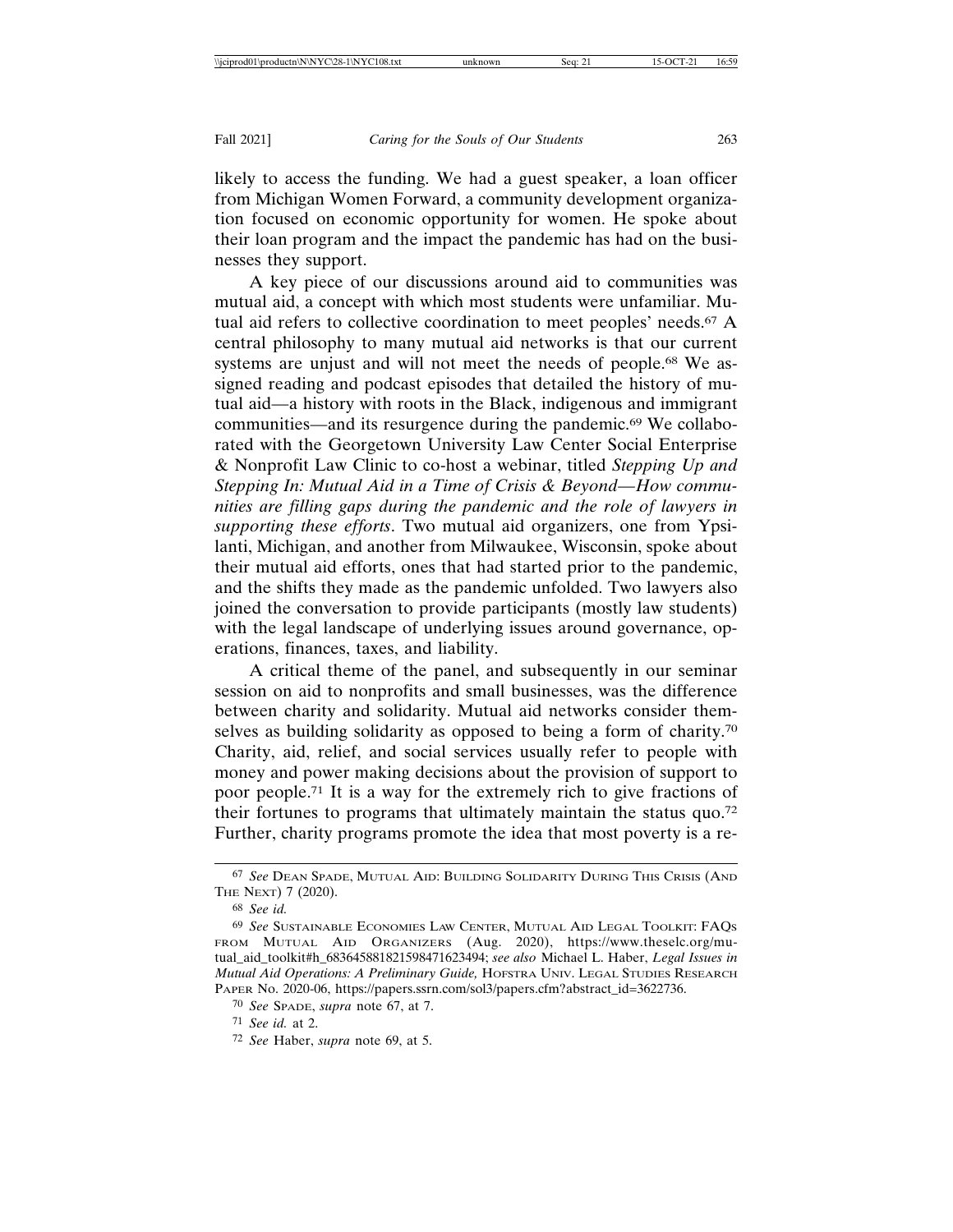likely to access the funding. We had a guest speaker, a loan officer from Michigan Women Forward, a community development organization focused on economic opportunity for women. He spoke about their loan program and the impact the pandemic has had on the businesses they support.

A key piece of our discussions around aid to communities was mutual aid, a concept with which most students were unfamiliar. Mutual aid refers to collective coordination to meet peoples' needs.[67] A central philosophy to many mutual aid networks is that our current systems are unjust and will not meet the needs of people.[68] We assigned reading and podcast episodes that detailed the history of mutual aid—a history with roots in the Black, indigenous and immigrant communities—and its resurgence during the pandemic.[69] We collaborated with the Georgetown University Law Center Social Enterprise & Nonprofit Law Clinic to co-host a webinar, titled *Stepping Up and Stepping In: Mutual Aid in a Time of Crisis & Beyond—How communities are filling gaps during the pandemic and the role of lawyers in supporting these efforts*. Two mutual aid organizers, one from Ypsilanti, Michigan, and another from Milwaukee, Wisconsin, spoke about their mutual aid efforts, ones that had started prior to the pandemic, and the shifts they made as the pandemic unfolded. Two lawyers also joined the conversation to provide participants (mostly law students) with the legal landscape of underlying issues around governance, operations, finances, taxes, and liability.

A critical theme of the panel, and subsequently in our seminar session on aid to nonprofits and small businesses, was the difference between charity and solidarity. Mutual aid networks consider themselves as building solidarity as opposed to being a form of charity.[70] Charity, aid, relief, and social services usually refer to people with money and power making decisions about the provision of support to poor people.[71] It is a way for the extremely rich to give fractions of their fortunes to programs that ultimately maintain the status quo.[72] Further, charity programs promote the idea that most poverty is a re-

---

[67] *See* DEAN SPADE, MUTUAL AID: BUILDING SOLIDARITY DURING THIS CRISIS (AND THE NEXT) 7 (2020).

[68] *See id.*

[69] *See* SUSTAINABLE ECONOMIES LAW CENTER, MUTUAL AID LEGAL TOOLKIT: FAQS FROM MUTUAL AID ORGANIZERS (Aug. 2020), https://www.theselc.org/mutual_aid_toolkit#h_68364588182159847162349​4; *see also* Michael L. Haber, *Legal Issues in Mutual Aid Operations: A Preliminary Guide,* HOFSTRA UNIV. LEGAL STUDIES RESEARCH PAPER No. 2020-06, https://papers.ssrn.com/sol3/papers.cfm?abstract_id=3622736.

[70] *See* SPADE, *supra* note 67, at 7.

[71] *See id.* at 2.

[72] *See* Haber, *supra* note 69, at 5.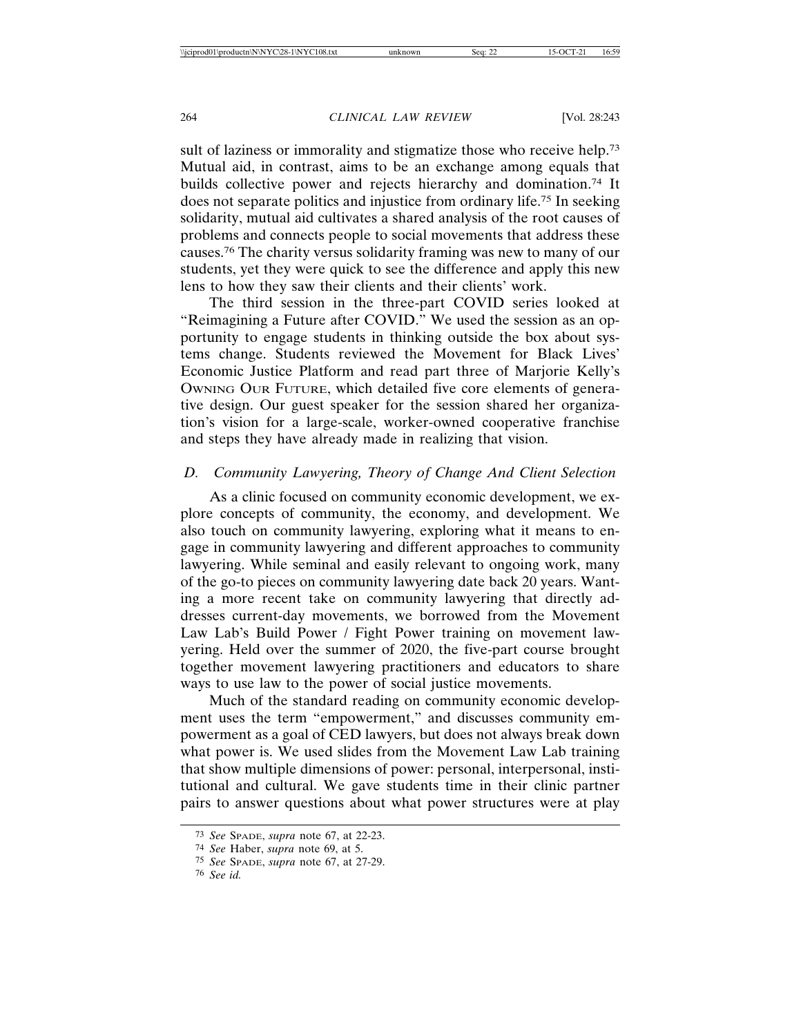sult of laziness or immorality and stigmatize those who receive help.[73] Mutual aid, in contrast, aims to be an exchange among equals that builds collective power and rejects hierarchy and domination.[74] It does not separate politics and injustice from ordinary life.[75] In seeking solidarity, mutual aid cultivates a shared analysis of the root causes of problems and connects people to social movements that address these causes.[76] The charity versus solidarity framing was new to many of our students, yet they were quick to see the difference and apply this new lens to how they saw their clients and their clients' work.

The third session in the three-part COVID series looked at "Reimagining a Future after COVID." We used the session as an opportunity to engage students in thinking outside the box about systems change. Students reviewed the Movement for Black Lives' Economic Justice Platform and read part three of Marjorie Kelly's OWNING OUR FUTURE, which detailed five core elements of generative design. Our guest speaker for the session shared her organization's vision for a large-scale, worker-owned cooperative franchise and steps they have already made in realizing that vision.

### *D. Community Lawyering, Theory of Change And Client Selection*

As a clinic focused on community economic development, we explore concepts of community, the economy, and development. We also touch on community lawyering, exploring what it means to engage in community lawyering and different approaches to community lawyering. While seminal and easily relevant to ongoing work, many of the go-to pieces on community lawyering date back 20 years. Wanting a more recent take on community lawyering that directly addresses current-day movements, we borrowed from the Movement Law Lab's Build Power / Fight Power training on movement lawyering. Held over the summer of 2020, the five-part course brought together movement lawyering practitioners and educators to share ways to use law to the power of social justice movements.

Much of the standard reading on community economic development uses the term "empowerment," and discusses community empowerment as a goal of CED lawyers, but does not always break down what power is. We used slides from the Movement Law Lab training that show multiple dimensions of power: personal, interpersonal, institutional and cultural. We gave students time in their clinic partner pairs to answer questions about what power structures were at play

---

[73] *See* SPADE, *supra* note 67, at 22-23.

[74] *See* Haber, *supra* note 69, at 5.

[75] *See* SPADE, *supra* note 67, at 27-29.

[76] *See id.*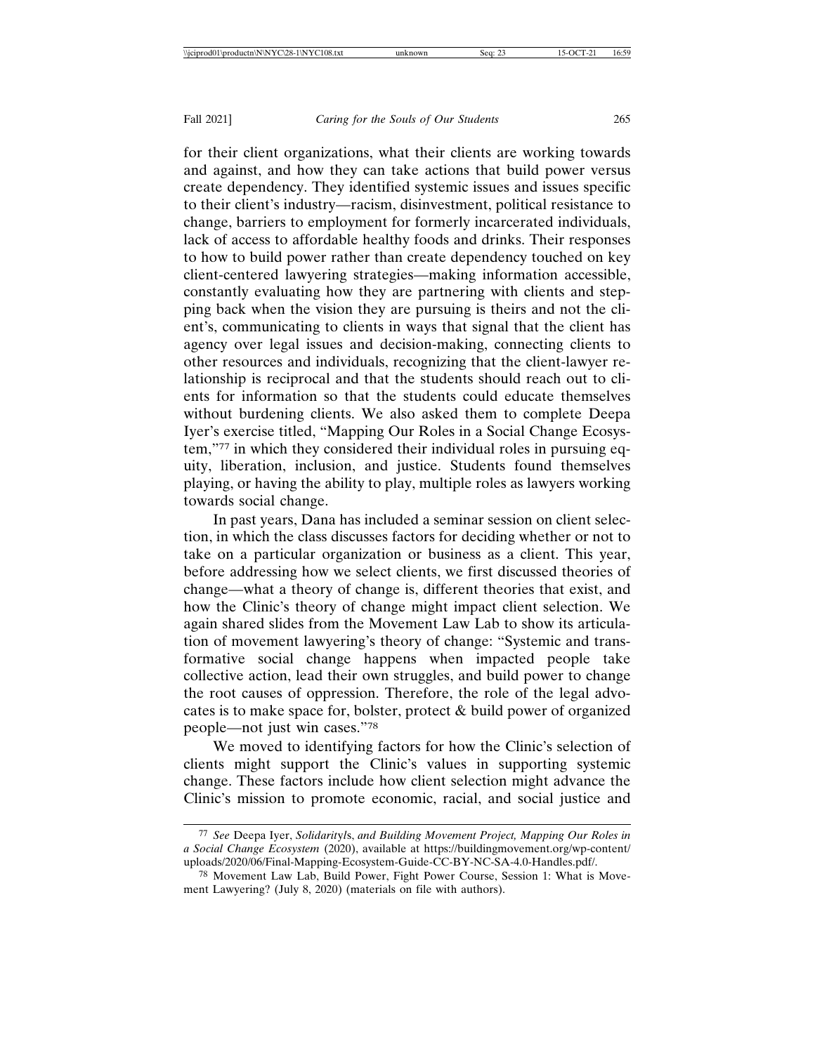for their client organizations, what their clients are working towards and against, and how they can take actions that build power versus create dependency. They identified systemic issues and issues specific to their client's industry—racism, disinvestment, political resistance to change, barriers to employment for formerly incarcerated individuals, lack of access to affordable healthy foods and drinks. Their responses to how to build power rather than create dependency touched on key client-centered lawyering strategies—making information accessible, constantly evaluating how they are partnering with clients and stepping back when the vision they are pursuing is theirs and not the client's, communicating to clients in ways that signal that the client has agency over legal issues and decision-making, connecting clients to other resources and individuals, recognizing that the client-lawyer relationship is reciprocal and that the students should reach out to clients for information so that the students could educate themselves without burdening clients. We also asked them to complete Deepa Iyer's exercise titled, "Mapping Our Roles in a Social Change Ecosystem,"[77] in which they considered their individual roles in pursuing equity, liberation, inclusion, and justice. Students found themselves playing, or having the ability to play, multiple roles as lawyers working towards social change.

In past years, Dana has included a seminar session on client selection, in which the class discusses factors for deciding whether or not to take on a particular organization or business as a client. This year, before addressing how we select clients, we first discussed theories of change—what a theory of change is, different theories that exist, and how the Clinic's theory of change might impact client selection. We again shared slides from the Movement Law Lab to show its articulation of movement lawyering's theory of change: "Systemic and transformative social change happens when impacted people take collective action, lead their own struggles, and build power to change the root causes of oppression. Therefore, the role of the legal advocates is to make space for, bolster, protect & build power of organized people—not just win cases."[78]

We moved to identifying factors for how the Clinic's selection of clients might support the Clinic's values in supporting systemic change. These factors include how client selection might advance the Clinic's mission to promote economic, racial, and social justice and

---

[77] *See* Deepa Iyer, *SolidarityIs*, *and Building Movement Project, Mapping Our Roles in a Social Change Ecosystem* (2020), available at https://buildingmovement.org/wp-content/uploads/2020/06/Final-Mapping-Ecosystem-Guide-CC-BY-NC-SA-4.0-Handles.pdf/.

[78] Movement Law Lab, Build Power, Fight Power Course, Session 1: What is Movement Lawyering? (July 8, 2020) (materials on file with authors).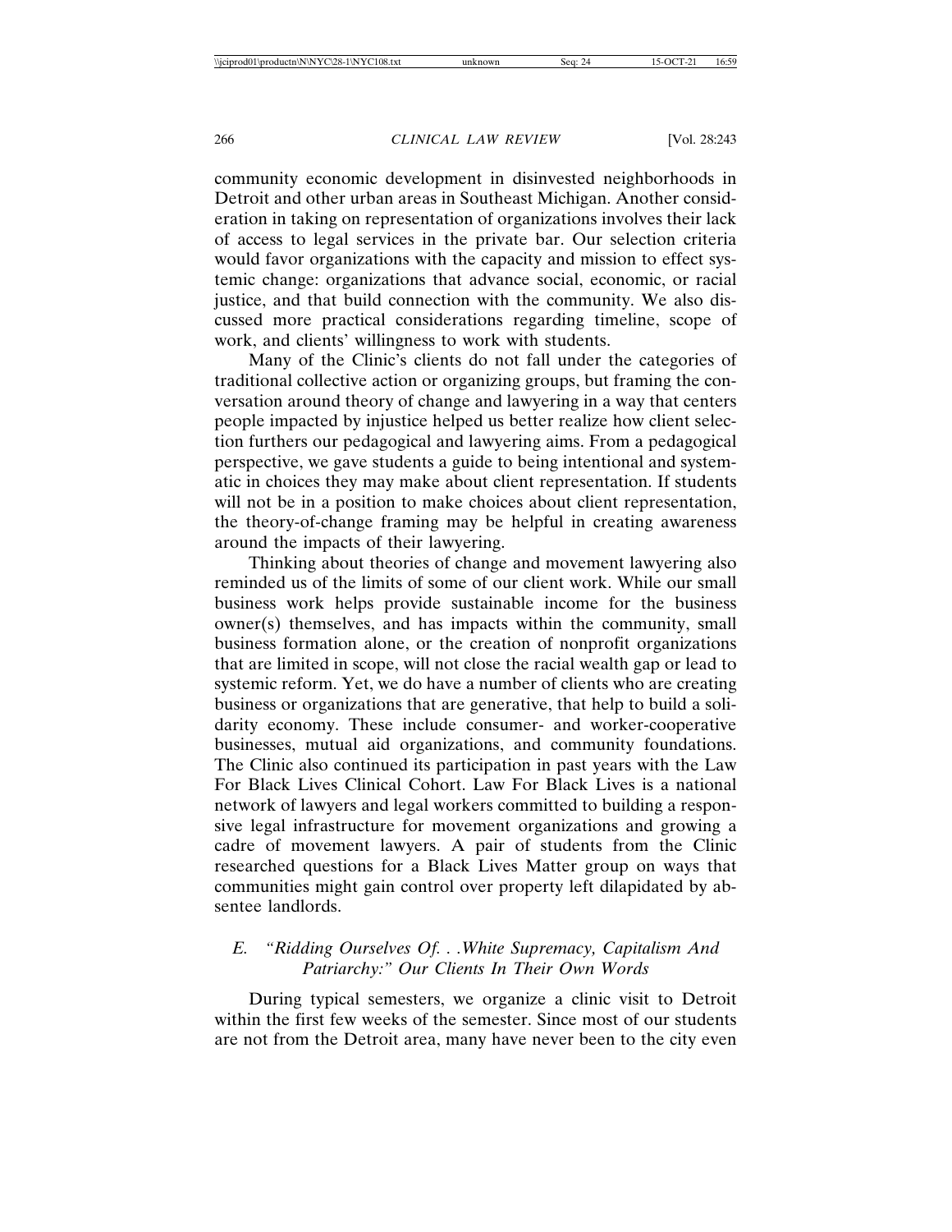community economic development in disinvested neighborhoods in Detroit and other urban areas in Southeast Michigan. Another consideration in taking on representation of organizations involves their lack of access to legal services in the private bar. Our selection criteria would favor organizations with the capacity and mission to effect systemic change: organizations that advance social, economic, or racial justice, and that build connection with the community. We also discussed more practical considerations regarding timeline, scope of work, and clients' willingness to work with students.

Many of the Clinic's clients do not fall under the categories of traditional collective action or organizing groups, but framing the conversation around theory of change and lawyering in a way that centers people impacted by injustice helped us better realize how client selection furthers our pedagogical and lawyering aims. From a pedagogical perspective, we gave students a guide to being intentional and systematic in choices they may make about client representation. If students will not be in a position to make choices about client representation, the theory-of-change framing may be helpful in creating awareness around the impacts of their lawyering.

Thinking about theories of change and movement lawyering also reminded us of the limits of some of our client work. While our small business work helps provide sustainable income for the business owner(s) themselves, and has impacts within the community, small business formation alone, or the creation of nonprofit organizations that are limited in scope, will not close the racial wealth gap or lead to systemic reform. Yet, we do have a number of clients who are creating business or organizations that are generative, that help to build a solidarity economy. These include consumer- and worker-cooperative businesses, mutual aid organizations, and community foundations. The Clinic also continued its participation in past years with the Law For Black Lives Clinical Cohort. Law For Black Lives is a national network of lawyers and legal workers committed to building a responsive legal infrastructure for movement organizations and growing a cadre of movement lawyers. A pair of students from the Clinic researched questions for a Black Lives Matter group on ways that communities might gain control over property left dilapidated by absentee landlords.

### *E. "Ridding Ourselves Of. . .White Supremacy, Capitalism And Patriarchy:" Our Clients In Their Own Words*

During typical semesters, we organize a clinic visit to Detroit within the first few weeks of the semester. Since most of our students are not from the Detroit area, many have never been to the city even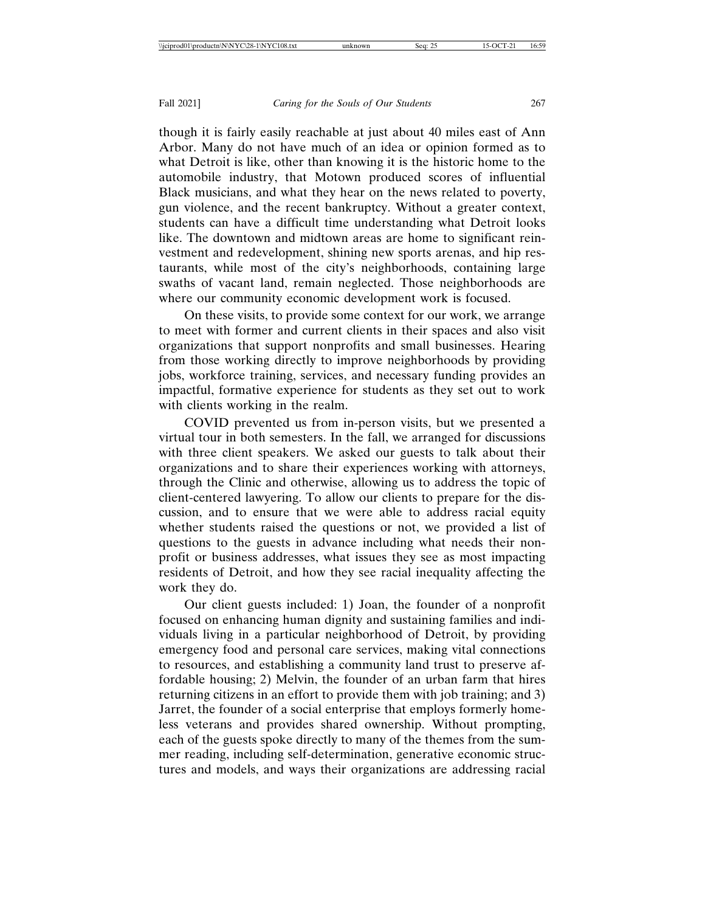though it is fairly easily reachable at just about 40 miles east of Ann Arbor. Many do not have much of an idea or opinion formed as to what Detroit is like, other than knowing it is the historic home to the automobile industry, that Motown produced scores of influential Black musicians, and what they hear on the news related to poverty, gun violence, and the recent bankruptcy. Without a greater context, students can have a difficult time understanding what Detroit looks like. The downtown and midtown areas are home to significant reinvestment and redevelopment, shining new sports arenas, and hip restaurants, while most of the city's neighborhoods, containing large swaths of vacant land, remain neglected. Those neighborhoods are where our community economic development work is focused.

On these visits, to provide some context for our work, we arrange to meet with former and current clients in their spaces and also visit organizations that support nonprofits and small businesses. Hearing from those working directly to improve neighborhoods by providing jobs, workforce training, services, and necessary funding provides an impactful, formative experience for students as they set out to work with clients working in the realm.

COVID prevented us from in-person visits, but we presented a virtual tour in both semesters. In the fall, we arranged for discussions with three client speakers. We asked our guests to talk about their organizations and to share their experiences working with attorneys, through the Clinic and otherwise, allowing us to address the topic of client-centered lawyering. To allow our clients to prepare for the discussion, and to ensure that we were able to address racial equity whether students raised the questions or not, we provided a list of questions to the guests in advance including what needs their nonprofit or business addresses, what issues they see as most impacting residents of Detroit, and how they see racial inequality affecting the work they do.

Our client guests included: 1) Joan, the founder of a nonprofit focused on enhancing human dignity and sustaining families and individuals living in a particular neighborhood of Detroit, by providing emergency food and personal care services, making vital connections to resources, and establishing a community land trust to preserve affordable housing; 2) Melvin, the founder of an urban farm that hires returning citizens in an effort to provide them with job training; and 3) Jarret, the founder of a social enterprise that employs formerly homeless veterans and provides shared ownership. Without prompting, each of the guests spoke directly to many of the themes from the summer reading, including self-determination, generative economic structures and models, and ways their organizations are addressing racial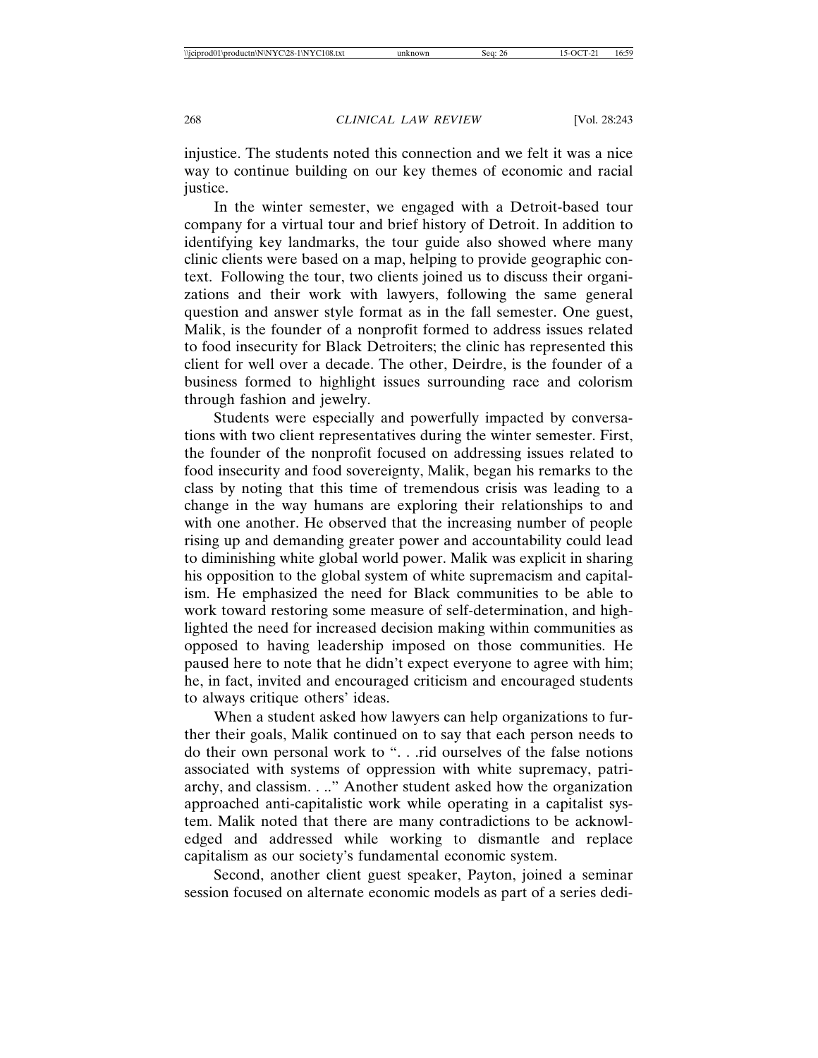injustice. The students noted this connection and we felt it was a nice way to continue building on our key themes of economic and racial justice.

In the winter semester, we engaged with a Detroit-based tour company for a virtual tour and brief history of Detroit. In addition to identifying key landmarks, the tour guide also showed where many clinic clients were based on a map, helping to provide geographic context. Following the tour, two clients joined us to discuss their organizations and their work with lawyers, following the same general question and answer style format as in the fall semester. One guest, Malik, is the founder of a nonprofit formed to address issues related to food insecurity for Black Detroiters; the clinic has represented this client for well over a decade. The other, Deirdre, is the founder of a business formed to highlight issues surrounding race and colorism through fashion and jewelry.

Students were especially and powerfully impacted by conversations with two client representatives during the winter semester. First, the founder of the nonprofit focused on addressing issues related to food insecurity and food sovereignty, Malik, began his remarks to the class by noting that this time of tremendous crisis was leading to a change in the way humans are exploring their relationships to and with one another. He observed that the increasing number of people rising up and demanding greater power and accountability could lead to diminishing white global world power. Malik was explicit in sharing his opposition to the global system of white supremacism and capitalism. He emphasized the need for Black communities to be able to work toward restoring some measure of self-determination, and highlighted the need for increased decision making within communities as opposed to having leadership imposed on those communities. He paused here to note that he didn't expect everyone to agree with him; he, in fact, invited and encouraged criticism and encouraged students to always critique others' ideas.

When a student asked how lawyers can help organizations to further their goals, Malik continued on to say that each person needs to do their own personal work to ". . .rid ourselves of the false notions associated with systems of oppression with white supremacy, patriarchy, and classism. . .." Another student asked how the organization approached anti-capitalistic work while operating in a capitalist system. Malik noted that there are many contradictions to be acknowledged and addressed while working to dismantle and replace capitalism as our society's fundamental economic system.

Second, another client guest speaker, Payton, joined a seminar session focused on alternate economic models as part of a series dedi-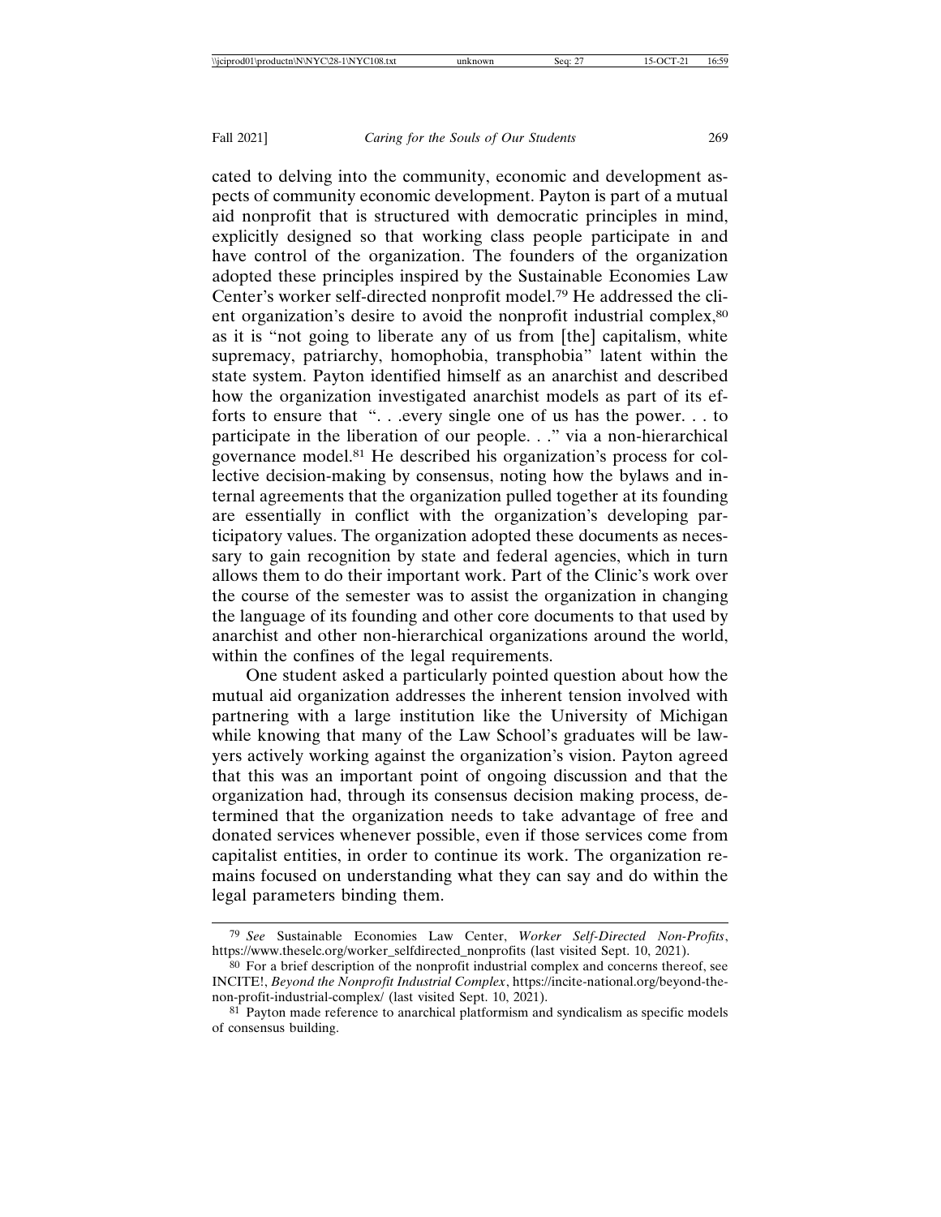cated to delving into the community, economic and development aspects of community economic development. Payton is part of a mutual aid nonprofit that is structured with democratic principles in mind, explicitly designed so that working class people participate in and have control of the organization. The founders of the organization adopted these principles inspired by the Sustainable Economies Law Center's worker self-directed nonprofit model.[79] He addressed the client organization's desire to avoid the nonprofit industrial complex,[80] as it is "not going to liberate any of us from [the] capitalism, white supremacy, patriarchy, homophobia, transphobia" latent within the state system. Payton identified himself as an anarchist and described how the organization investigated anarchist models as part of its efforts to ensure that ". . .every single one of us has the power. . . to participate in the liberation of our people. . ." via a non-hierarchical governance model.[81] He described his organization's process for collective decision-making by consensus, noting how the bylaws and internal agreements that the organization pulled together at its founding are essentially in conflict with the organization's developing participatory values. The organization adopted these documents as necessary to gain recognition by state and federal agencies, which in turn allows them to do their important work. Part of the Clinic's work over the course of the semester was to assist the organization in changing the language of its founding and other core documents to that used by anarchist and other non-hierarchical organizations around the world, within the confines of the legal requirements.

One student asked a particularly pointed question about how the mutual aid organization addresses the inherent tension involved with partnering with a large institution like the University of Michigan while knowing that many of the Law School's graduates will be lawyers actively working against the organization's vision. Payton agreed that this was an important point of ongoing discussion and that the organization had, through its consensus decision making process, determined that the organization needs to take advantage of free and donated services whenever possible, even if those services come from capitalist entities, in order to continue its work. The organization remains focused on understanding what they can say and do within the legal parameters binding them.

---

[79] *See* Sustainable Economies Law Center, *Worker Self-Directed Non-Profits*, https://www.theselc.org/worker_selfdirected_nonprofits (last visited Sept. 10, 2021).

[80] For a brief description of the nonprofit industrial complex and concerns thereof, see INCITE!, *Beyond the Nonprofit Industrial Complex*, https://incite-national.org/beyond-the-non-profit-industrial-complex/ (last visited Sept. 10, 2021).

[81] Payton made reference to anarchical platformism and syndicalism as specific models of consensus building.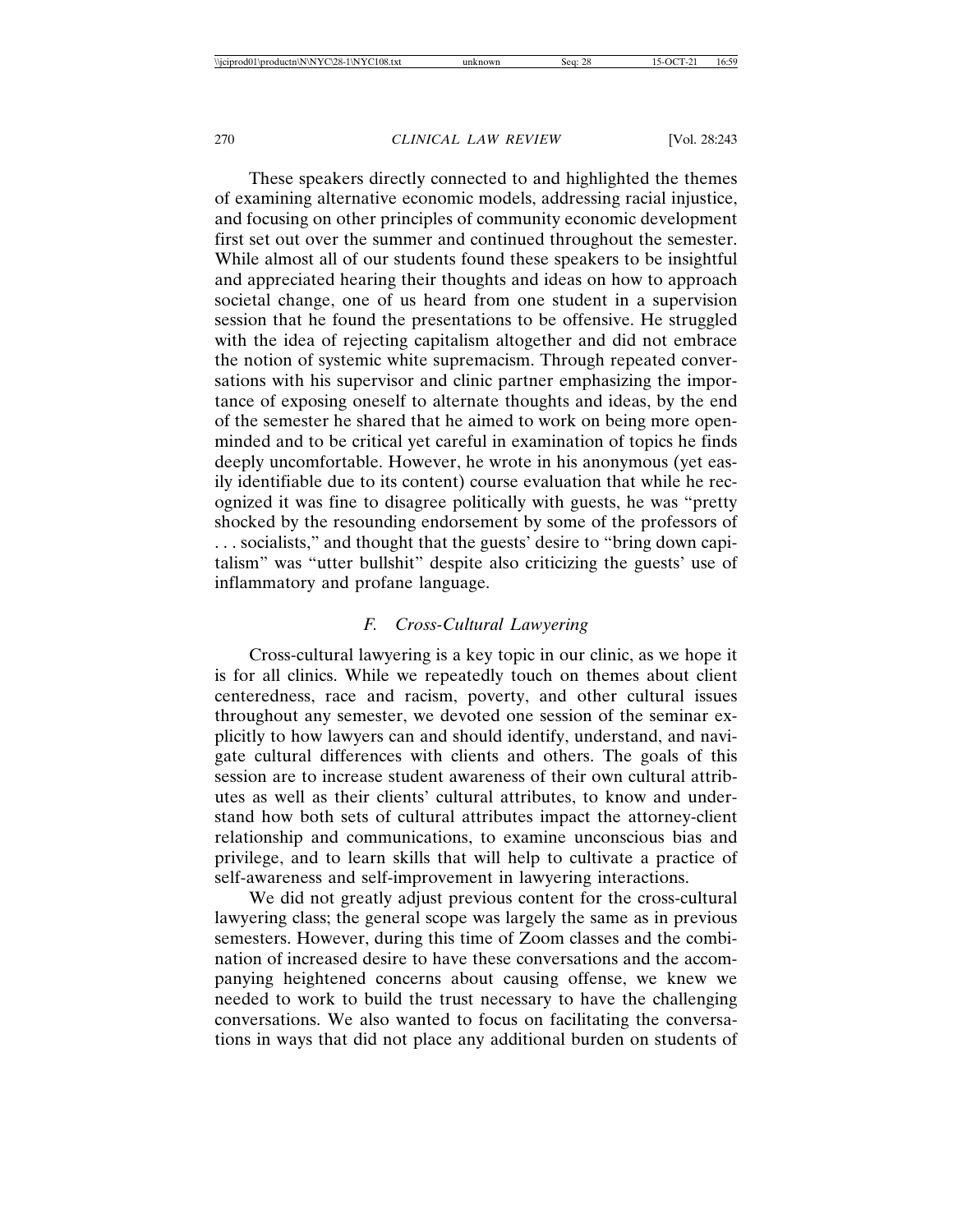These speakers directly connected to and highlighted the themes of examining alternative economic models, addressing racial injustice, and focusing on other principles of community economic development first set out over the summer and continued throughout the semester. While almost all of our students found these speakers to be insightful and appreciated hearing their thoughts and ideas on how to approach societal change, one of us heard from one student in a supervision session that he found the presentations to be offensive. He struggled with the idea of rejecting capitalism altogether and did not embrace the notion of systemic white supremacism. Through repeated conversations with his supervisor and clinic partner emphasizing the importance of exposing oneself to alternate thoughts and ideas, by the end of the semester he shared that he aimed to work on being more open-minded and to be critical yet careful in examination of topics he finds deeply uncomfortable. However, he wrote in his anonymous (yet easily identifiable due to its content) course evaluation that while he recognized it was fine to disagree politically with guests, he was "pretty shocked by the resounding endorsement by some of the professors of . . . socialists," and thought that the guests' desire to "bring down capitalism" was "utter bullshit" despite also criticizing the guests' use of inflammatory and profane language.

### *F. Cross-Cultural Lawyering*

Cross-cultural lawyering is a key topic in our clinic, as we hope it is for all clinics. While we repeatedly touch on themes about client centeredness, race and racism, poverty, and other cultural issues throughout any semester, we devoted one session of the seminar explicitly to how lawyers can and should identify, understand, and navigate cultural differences with clients and others. The goals of this session are to increase student awareness of their own cultural attributes as well as their clients' cultural attributes, to know and understand how both sets of cultural attributes impact the attorney-client relationship and communications, to examine unconscious bias and privilege, and to learn skills that will help to cultivate a practice of self-awareness and self-improvement in lawyering interactions.

We did not greatly adjust previous content for the cross-cultural lawyering class; the general scope was largely the same as in previous semesters. However, during this time of Zoom classes and the combination of increased desire to have these conversations and the accompanying heightened concerns about causing offense, we knew we needed to work to build the trust necessary to have the challenging conversations. We also wanted to focus on facilitating the conversations in ways that did not place any additional burden on students of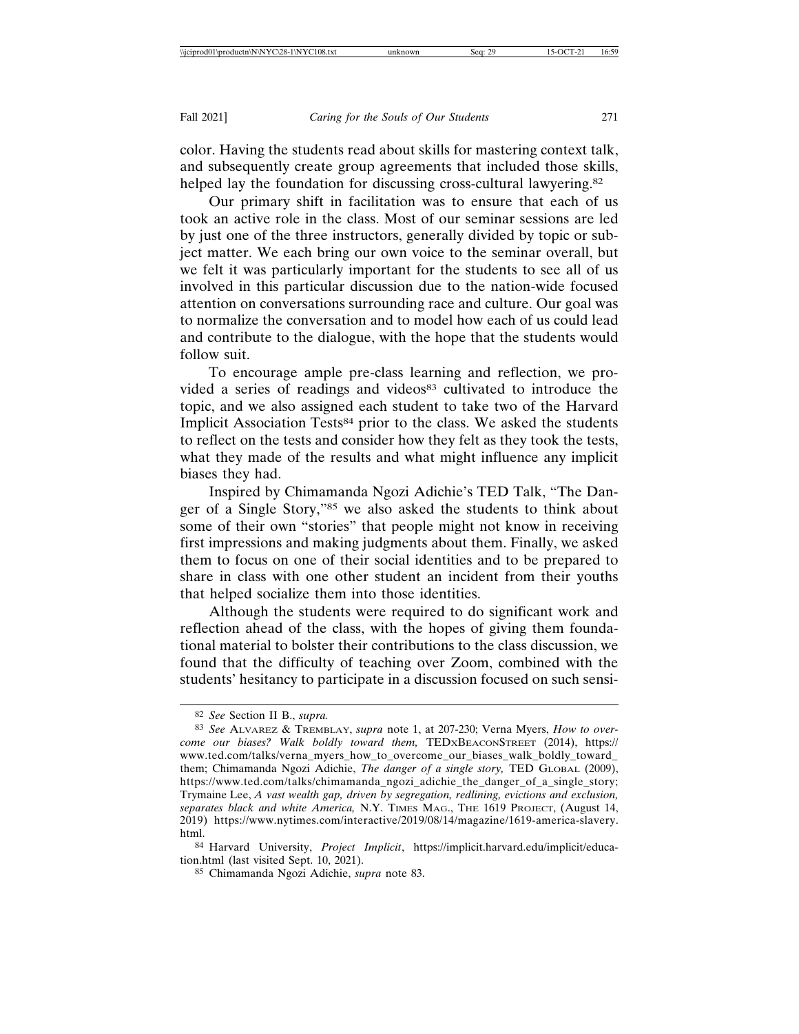color. Having the students read about skills for mastering context talk, and subsequently create group agreements that included those skills, helped lay the foundation for discussing cross-cultural lawyering.[82]

Our primary shift in facilitation was to ensure that each of us took an active role in the class. Most of our seminar sessions are led by just one of the three instructors, generally divided by topic or subject matter. We each bring our own voice to the seminar overall, but we felt it was particularly important for the students to see all of us involved in this particular discussion due to the nation-wide focused attention on conversations surrounding race and culture. Our goal was to normalize the conversation and to model how each of us could lead and contribute to the dialogue, with the hope that the students would follow suit.

To encourage ample pre-class learning and reflection, we provided a series of readings and videos[83] cultivated to introduce the topic, and we also assigned each student to take two of the Harvard Implicit Association Tests[84] prior to the class. We asked the students to reflect on the tests and consider how they felt as they took the tests, what they made of the results and what might influence any implicit biases they had.

Inspired by Chimamanda Ngozi Adichie's TED Talk, "The Danger of a Single Story,"[85] we also asked the students to think about some of their own "stories" that people might not know in receiving first impressions and making judgments about them. Finally, we asked them to focus on one of their social identities and to be prepared to share in class with one other student an incident from their youths that helped socialize them into those identities.

Although the students were required to do significant work and reflection ahead of the class, with the hopes of giving them foundational material to bolster their contributions to the class discussion, we found that the difficulty of teaching over Zoom, combined with the students' hesitancy to participate in a discussion focused on such sensi-

---

82 *See* Section II B., *supra.*

83 *See* Alvarez & Tremblay, *supra* note 1, at 207-230; Verna Myers, *How to overcome our biases? Walk boldly toward them,* TEDxBeaconStreet (2014), https://www.ted.com/talks/verna_myers_how_to_overcome_our_biases_walk_boldly_toward_them; Chimamanda Ngozi Adichie, *The danger of a single story,* TED Global (2009), https://www.ted.com/talks/chimamanda_adichie_the_danger_of_a_single_story; Trymaine Lee, *A vast wealth gap, driven by segregation, redlining, evictions and exclusion, separates black and white America,* N.Y. Times Mag., The 1619 Project, (August 14, 2019) https://www.nytimes.com/interactive/2019/08/14/magazine/1619-america-slavery.html.

84 Harvard University, *Project Implicit*, https://implicit.harvard.edu/implicit/education.html (last visited Sept. 10, 2021).

85 Chimamanda Ngozi Adichie, *supra* note 83.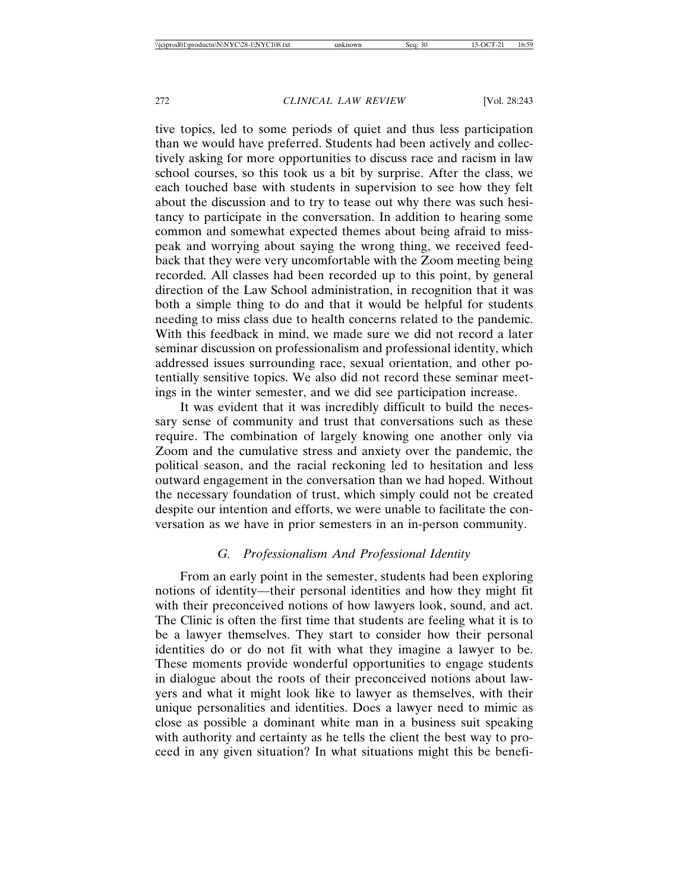tive topics, led to some periods of quiet and thus less participation than we would have preferred. Students had been actively and collectively asking for more opportunities to discuss race and racism in law school courses, so this took us a bit by surprise. After the class, we each touched base with students in supervision to see how they felt about the discussion and to try to tease out why there was such hesitancy to participate in the conversation. In addition to hearing some common and somewhat expected themes about being afraid to misspeak and worrying about saying the wrong thing, we received feedback that they were very uncomfortable with the Zoom meeting being recorded. All classes had been recorded up to this point, by general direction of the Law School administration, in recognition that it was both a simple thing to do and that it would be helpful for students needing to miss class due to health concerns related to the pandemic. With this feedback in mind, we made sure we did not record a later seminar discussion on professionalism and professional identity, which addressed issues surrounding race, sexual orientation, and other potentially sensitive topics. We also did not record these seminar meetings in the winter semester, and we did see participation increase.

It was evident that it was incredibly difficult to build the necessary sense of community and trust that conversations such as these require. The combination of largely knowing one another only via Zoom and the cumulative stress and anxiety over the pandemic, the political season, and the racial reckoning led to hesitation and less outward engagement in the conversation than we had hoped. Without the necessary foundation of trust, which simply could not be created despite our intention and efforts, we were unable to facilitate the conversation as we have in prior semesters in an in-person community.

### *G. Professionalism And Professional Identity*

From an early point in the semester, students had been exploring notions of identity—their personal identities and how they might fit with their preconceived notions of how lawyers look, sound, and act. The Clinic is often the first time that students are feeling what it is to be a lawyer themselves. They start to consider how their personal identities do or do not fit with what they imagine a lawyer to be. These moments provide wonderful opportunities to engage students in dialogue about the roots of their preconceived notions about lawyers and what it might look like to lawyer as themselves, with their unique personalities and identities. Does a lawyer need to mimic as close as possible a dominant white man in a business suit speaking with authority and certainty as he tells the client the best way to proceed in any given situation? In what situations might this be benefi-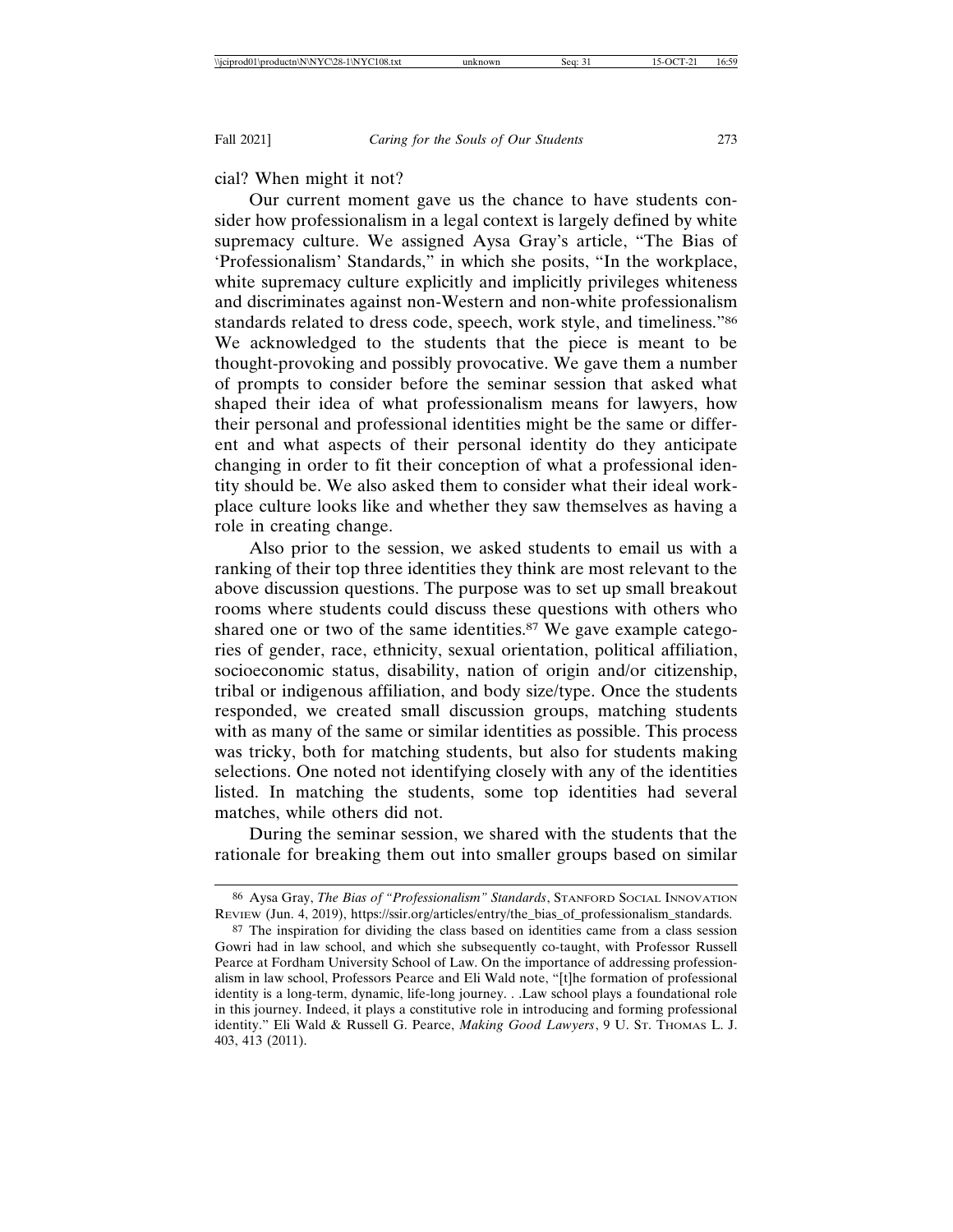cial? When might it not?

Our current moment gave us the chance to have students consider how professionalism in a legal context is largely defined by white supremacy culture. We assigned Aysa Gray's article, "The Bias of 'Professionalism' Standards," in which she posits, "In the workplace, white supremacy culture explicitly and implicitly privileges whiteness and discriminates against non-Western and non-white professionalism standards related to dress code, speech, work style, and timeliness."[86] We acknowledged to the students that the piece is meant to be thought-provoking and possibly provocative. We gave them a number of prompts to consider before the seminar session that asked what shaped their idea of what professionalism means for lawyers, how their personal and professional identities might be the same or different and what aspects of their personal identity do they anticipate changing in order to fit their conception of what a professional identity should be. We also asked them to consider what their ideal workplace culture looks like and whether they saw themselves as having a role in creating change.

Also prior to the session, we asked students to email us with a ranking of their top three identities they think are most relevant to the above discussion questions. The purpose was to set up small breakout rooms where students could discuss these questions with others who shared one or two of the same identities.[87] We gave example categories of gender, race, ethnicity, sexual orientation, political affiliation, socioeconomic status, disability, nation of origin and/or citizenship, tribal or indigenous affiliation, and body size/type. Once the students responded, we created small discussion groups, matching students with as many of the same or similar identities as possible. This process was tricky, both for matching students, but also for students making selections. One noted not identifying closely with any of the identities listed. In matching the students, some top identities had several matches, while others did not.

During the seminar session, we shared with the students that the rationale for breaking them out into smaller groups based on similar

---

[86] Aysa Gray, *The Bias of "Professionalism" Standards*, STANFORD SOCIAL INNOVATION REVIEW (Jun. 4, 2019), https://ssir.org/articles/entry/the_bias_of_professionalism_standards.

[87] The inspiration for dividing the class based on identities came from a class session Gowri had in law school, and which she subsequently co-taught, with Professor Russell Pearce at Fordham University School of Law. On the importance of addressing professionalism in law school, Professors Pearce and Eli Wald note, "[t]he formation of professional identity is a long-term, dynamic, life-long journey. . .Law school plays a foundational role in this journey. Indeed, it plays a constitutive role in introducing and forming professional identity." Eli Wald & Russell G. Pearce, *Making Good Lawyers*, 9 U. ST. THOMAS L. J. 403, 413 (2011).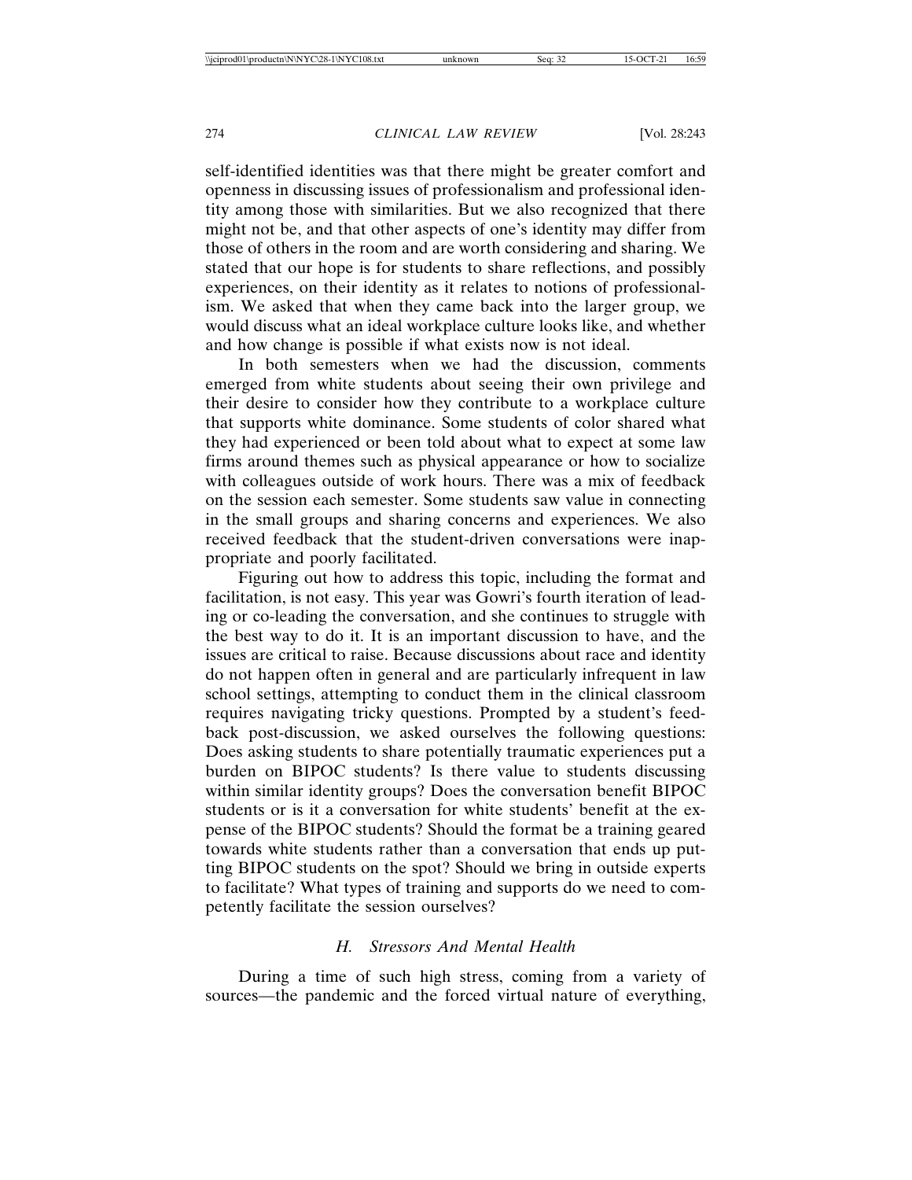self-identified identities was that there might be greater comfort and openness in discussing issues of professionalism and professional identity among those with similarities. But we also recognized that there might not be, and that other aspects of one's identity may differ from those of others in the room and are worth considering and sharing. We stated that our hope is for students to share reflections, and possibly experiences, on their identity as it relates to notions of professionalism. We asked that when they came back into the larger group, we would discuss what an ideal workplace culture looks like, and whether and how change is possible if what exists now is not ideal.

In both semesters when we had the discussion, comments emerged from white students about seeing their own privilege and their desire to consider how they contribute to a workplace culture that supports white dominance. Some students of color shared what they had experienced or been told about what to expect at some law firms around themes such as physical appearance or how to socialize with colleagues outside of work hours. There was a mix of feedback on the session each semester. Some students saw value in connecting in the small groups and sharing concerns and experiences. We also received feedback that the student-driven conversations were inappropriate and poorly facilitated.

Figuring out how to address this topic, including the format and facilitation, is not easy. This year was Gowri's fourth iteration of leading or co-leading the conversation, and she continues to struggle with the best way to do it. It is an important discussion to have, and the issues are critical to raise. Because discussions about race and identity do not happen often in general and are particularly infrequent in law school settings, attempting to conduct them in the clinical classroom requires navigating tricky questions. Prompted by a student's feedback post-discussion, we asked ourselves the following questions: Does asking students to share potentially traumatic experiences put a burden on BIPOC students? Is there value to students discussing within similar identity groups? Does the conversation benefit BIPOC students or is it a conversation for white students' benefit at the expense of the BIPOC students? Should the format be a training geared towards white students rather than a conversation that ends up putting BIPOC students on the spot? Should we bring in outside experts to facilitate? What types of training and supports do we need to competently facilitate the session ourselves?

### *H. Stressors And Mental Health*

During a time of such high stress, coming from a variety of sources—the pandemic and the forced virtual nature of everything,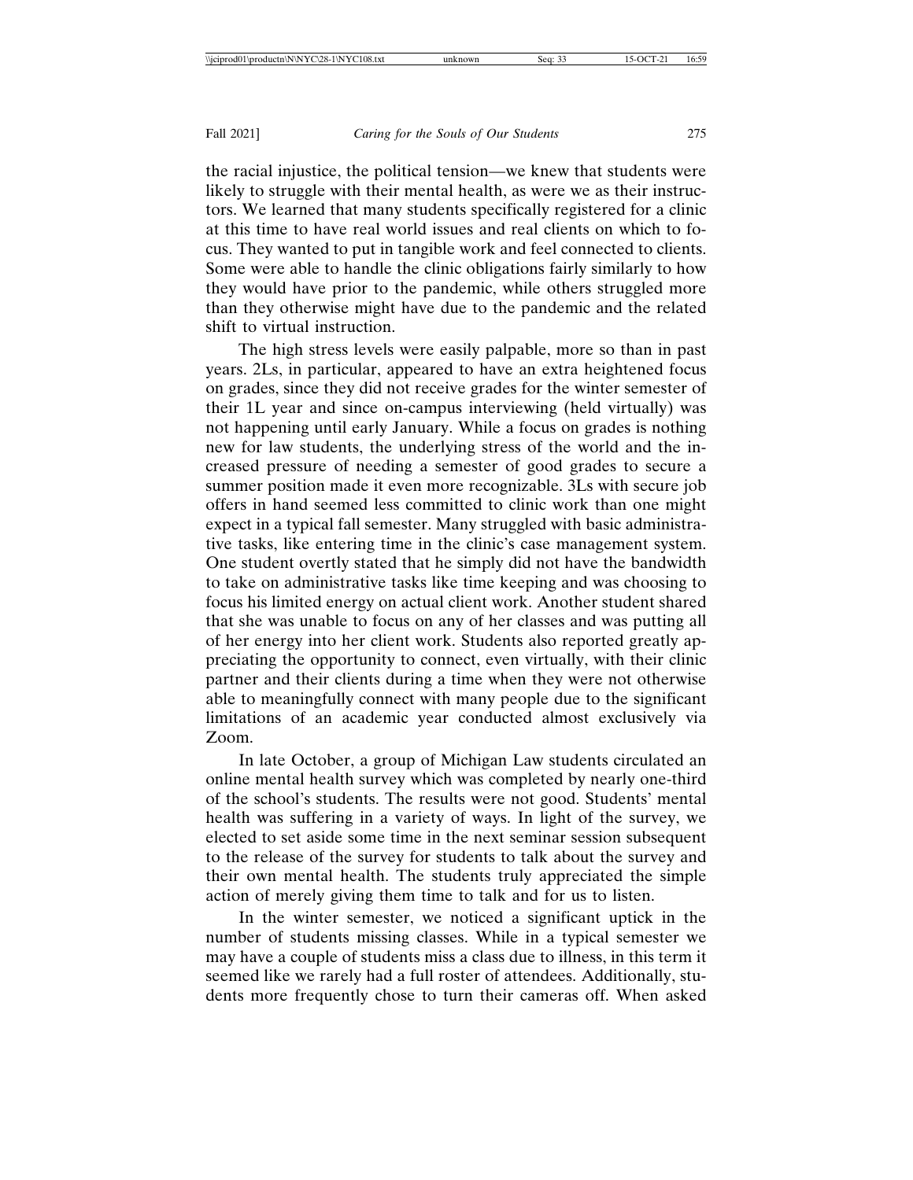the racial injustice, the political tension—we knew that students were likely to struggle with their mental health, as were we as their instructors. We learned that many students specifically registered for a clinic at this time to have real world issues and real clients on which to focus. They wanted to put in tangible work and feel connected to clients. Some were able to handle the clinic obligations fairly similarly to how they would have prior to the pandemic, while others struggled more than they otherwise might have due to the pandemic and the related shift to virtual instruction.

The high stress levels were easily palpable, more so than in past years. 2Ls, in particular, appeared to have an extra heightened focus on grades, since they did not receive grades for the winter semester of their 1L year and since on-campus interviewing (held virtually) was not happening until early January. While a focus on grades is nothing new for law students, the underlying stress of the world and the increased pressure of needing a semester of good grades to secure a summer position made it even more recognizable. 3Ls with secure job offers in hand seemed less committed to clinic work than one might expect in a typical fall semester. Many struggled with basic administrative tasks, like entering time in the clinic's case management system. One student overtly stated that he simply did not have the bandwidth to take on administrative tasks like time keeping and was choosing to focus his limited energy on actual client work. Another student shared that she was unable to focus on any of her classes and was putting all of her energy into her client work. Students also reported greatly appreciating the opportunity to connect, even virtually, with their clinic partner and their clients during a time when they were not otherwise able to meaningfully connect with many people due to the significant limitations of an academic year conducted almost exclusively via Zoom.

In late October, a group of Michigan Law students circulated an online mental health survey which was completed by nearly one-third of the school's students. The results were not good. Students' mental health was suffering in a variety of ways. In light of the survey, we elected to set aside some time in the next seminar session subsequent to the release of the survey for students to talk about the survey and their own mental health. The students truly appreciated the simple action of merely giving them time to talk and for us to listen.

In the winter semester, we noticed a significant uptick in the number of students missing classes. While in a typical semester we may have a couple of students miss a class due to illness, in this term it seemed like we rarely had a full roster of attendees. Additionally, students more frequently chose to turn their cameras off. When asked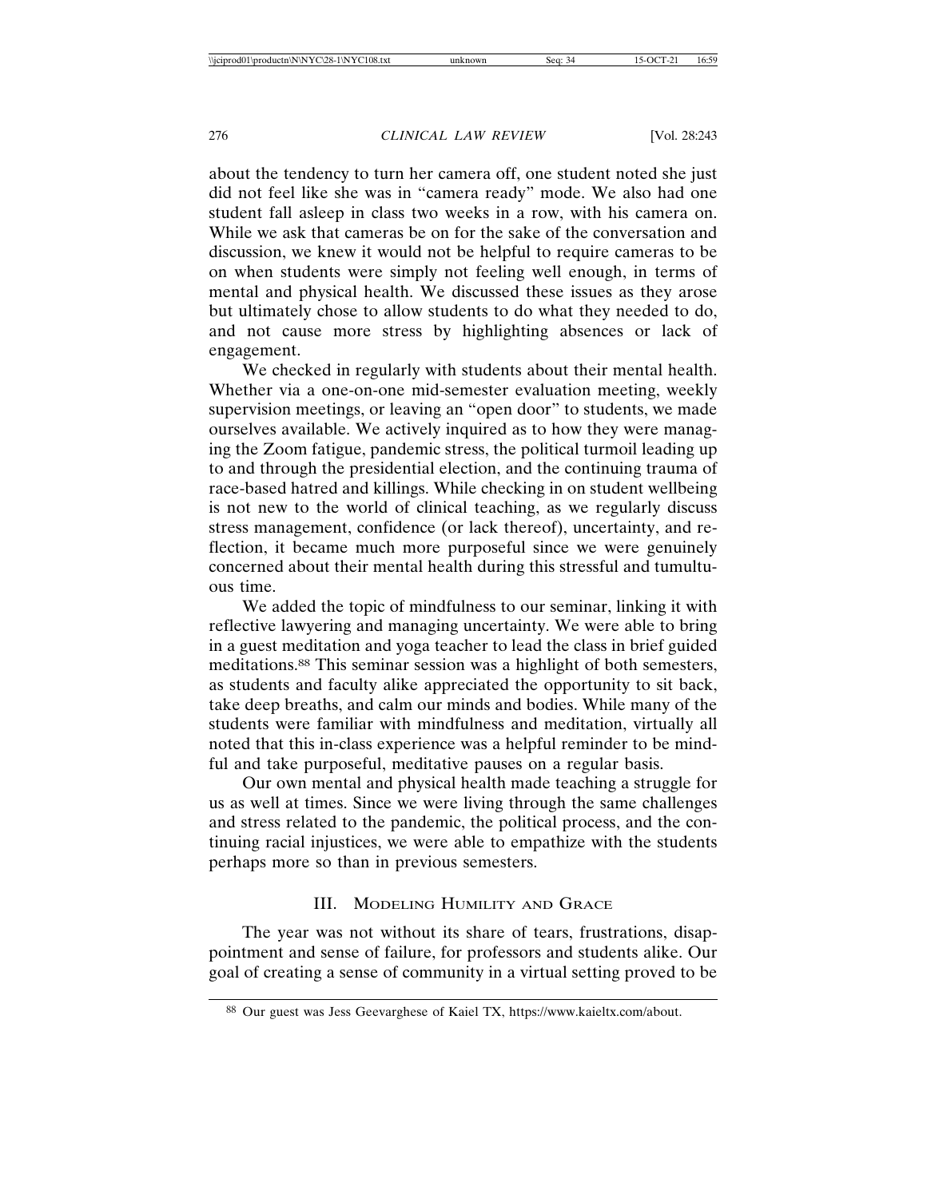about the tendency to turn her camera off, one student noted she just did not feel like she was in "camera ready" mode. We also had one student fall asleep in class two weeks in a row, with his camera on. While we ask that cameras be on for the sake of the conversation and discussion, we knew it would not be helpful to require cameras to be on when students were simply not feeling well enough, in terms of mental and physical health. We discussed these issues as they arose but ultimately chose to allow students to do what they needed to do, and not cause more stress by highlighting absences or lack of engagement.

We checked in regularly with students about their mental health. Whether via a one-on-one mid-semester evaluation meeting, weekly supervision meetings, or leaving an "open door" to students, we made ourselves available. We actively inquired as to how they were managing the Zoom fatigue, pandemic stress, the political turmoil leading up to and through the presidential election, and the continuing trauma of race-based hatred and killings. While checking in on student wellbeing is not new to the world of clinical teaching, as we regularly discuss stress management, confidence (or lack thereof), uncertainty, and reflection, it became much more purposeful since we were genuinely concerned about their mental health during this stressful and tumultuous time.

We added the topic of mindfulness to our seminar, linking it with reflective lawyering and managing uncertainty. We were able to bring in a guest meditation and yoga teacher to lead the class in brief guided meditations.[88] This seminar session was a highlight of both semesters, as students and faculty alike appreciated the opportunity to sit back, take deep breaths, and calm our minds and bodies. While many of the students were familiar with mindfulness and meditation, virtually all noted that this in-class experience was a helpful reminder to be mindful and take purposeful, meditative pauses on a regular basis.

Our own mental and physical health made teaching a struggle for us as well at times. Since we were living through the same challenges and stress related to the pandemic, the political process, and the continuing racial injustices, we were able to empathize with the students perhaps more so than in previous semesters.

## III. Modeling Humility and Grace

The year was not without its share of tears, frustrations, disappointment and sense of failure, for professors and students alike. Our goal of creating a sense of community in a virtual setting proved to be

[88] Our guest was Jess Geevarghese of Kaiel TX, https://www.kaieltx.com/about.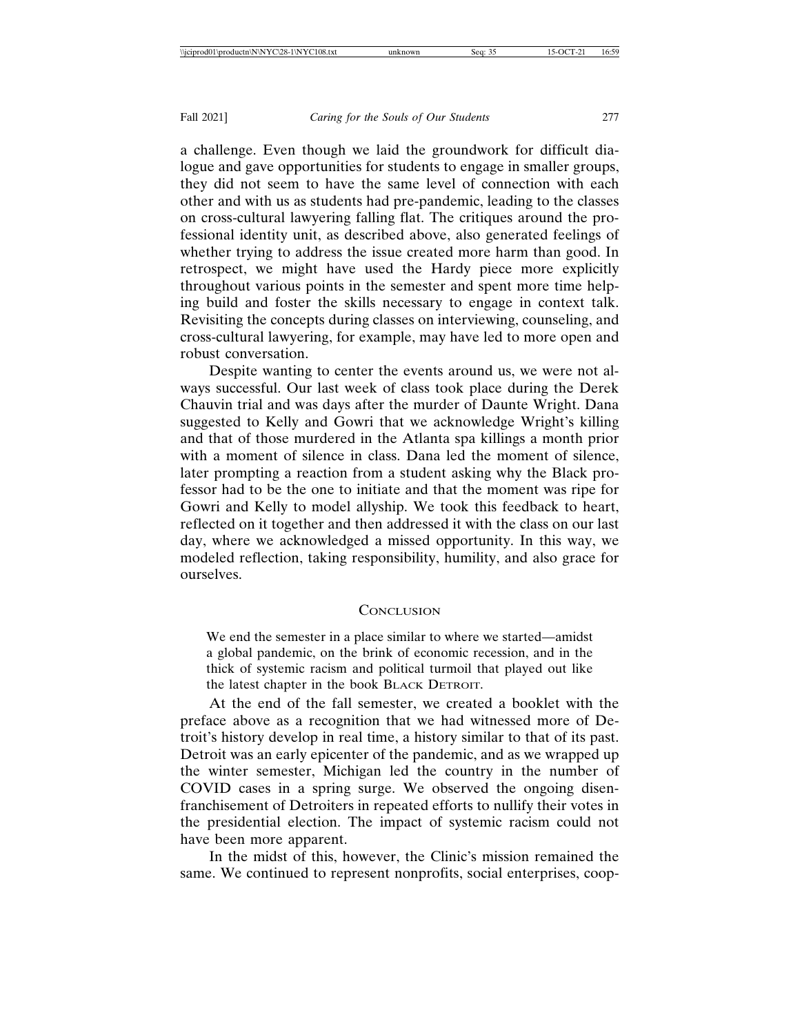a challenge. Even though we laid the groundwork for difficult dialogue and gave opportunities for students to engage in smaller groups, they did not seem to have the same level of connection with each other and with us as students had pre-pandemic, leading to the classes on cross-cultural lawyering falling flat. The critiques around the professional identity unit, as described above, also generated feelings of whether trying to address the issue created more harm than good. In retrospect, we might have used the Hardy piece more explicitly throughout various points in the semester and spent more time helping build and foster the skills necessary to engage in context talk. Revisiting the concepts during classes on interviewing, counseling, and cross-cultural lawyering, for example, may have led to more open and robust conversation.

Despite wanting to center the events around us, we were not always successful. Our last week of class took place during the Derek Chauvin trial and was days after the murder of Daunte Wright. Dana suggested to Kelly and Gowri that we acknowledge Wright's killing and that of those murdered in the Atlanta spa killings a month prior with a moment of silence in class. Dana led the moment of silence, later prompting a reaction from a student asking why the Black professor had to be the one to initiate and that the moment was ripe for Gowri and Kelly to model allyship. We took this feedback to heart, reflected on it together and then addressed it with the class on our last day, where we acknowledged a missed opportunity. In this way, we modeled reflection, taking responsibility, humility, and also grace for ourselves.

## Conclusion

> We end the semester in a place similar to where we started—amidst a global pandemic, on the brink of economic recession, and in the thick of systemic racism and political turmoil that played out like the latest chapter in the book BLACK DETROIT.

At the end of the fall semester, we created a booklet with the preface above as a recognition that we had witnessed more of Detroit's history develop in real time, a history similar to that of its past. Detroit was an early epicenter of the pandemic, and as we wrapped up the winter semester, Michigan led the country in the number of COVID cases in a spring surge. We observed the ongoing disenfranchisement of Detroiters in repeated efforts to nullify their votes in the presidential election. The impact of systemic racism could not have been more apparent.

In the midst of this, however, the Clinic's mission remained the same. We continued to represent nonprofits, social enterprises, coop-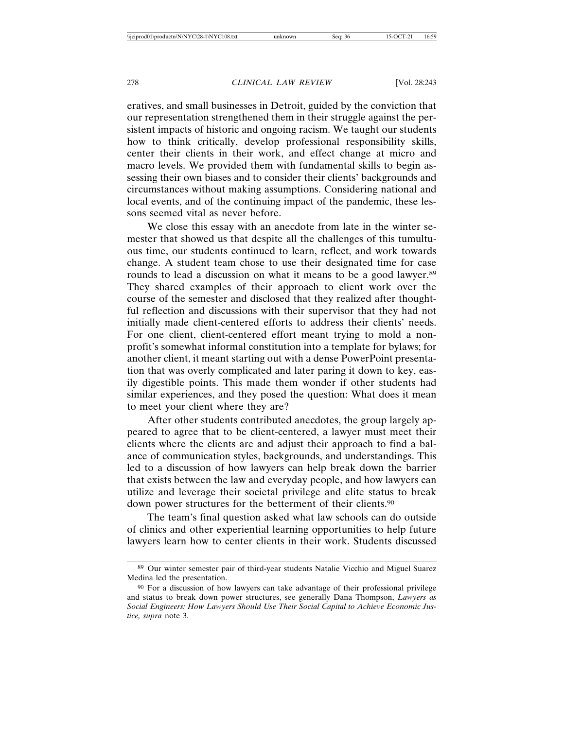eratives, and small businesses in Detroit, guided by the conviction that our representation strengthened them in their struggle against the persistent impacts of historic and ongoing racism. We taught our students how to think critically, develop professional responsibility skills, center their clients in their work, and effect change at micro and macro levels. We provided them with fundamental skills to begin assessing their own biases and to consider their clients' backgrounds and circumstances without making assumptions. Considering national and local events, and of the continuing impact of the pandemic, these lessons seemed vital as never before.

We close this essay with an anecdote from late in the winter semester that showed us that despite all the challenges of this tumultuous time, our students continued to learn, reflect, and work towards change. A student team chose to use their designated time for case rounds to lead a discussion on what it means to be a good lawyer.[89] They shared examples of their approach to client work over the course of the semester and disclosed that they realized after thoughtful reflection and discussions with their supervisor that they had not initially made client-centered efforts to address their clients' needs. For one client, client-centered effort meant trying to mold a non-profit's somewhat informal constitution into a template for bylaws; for another client, it meant starting out with a dense PowerPoint presentation that was overly complicated and later paring it down to key, easily digestible points. This made them wonder if other students had similar experiences, and they posed the question: What does it mean to meet your client where they are?

After other students contributed anecdotes, the group largely appeared to agree that to be client-centered, a lawyer must meet their clients where the clients are and adjust their approach to find a balance of communication styles, backgrounds, and understandings. This led to a discussion of how lawyers can help break down the barrier that exists between the law and everyday people, and how lawyers can utilize and leverage their societal privilege and elite status to break down power structures for the betterment of their clients.[90]

The team's final question asked what law schools can do outside of clinics and other experiential learning opportunities to help future lawyers learn how to center clients in their work. Students discussed

---

[89] Our winter semester pair of third-year students Natalie Vicchio and Miguel Suarez Medina led the presentation.

[90] For a discussion of how lawyers can take advantage of their professional privilege and status to break down power structures, see generally Dana Thompson, *Lawyers as Social Engineers: How Lawyers Should Use Their Social Capital to Achieve Economic Justice, supra* note 3.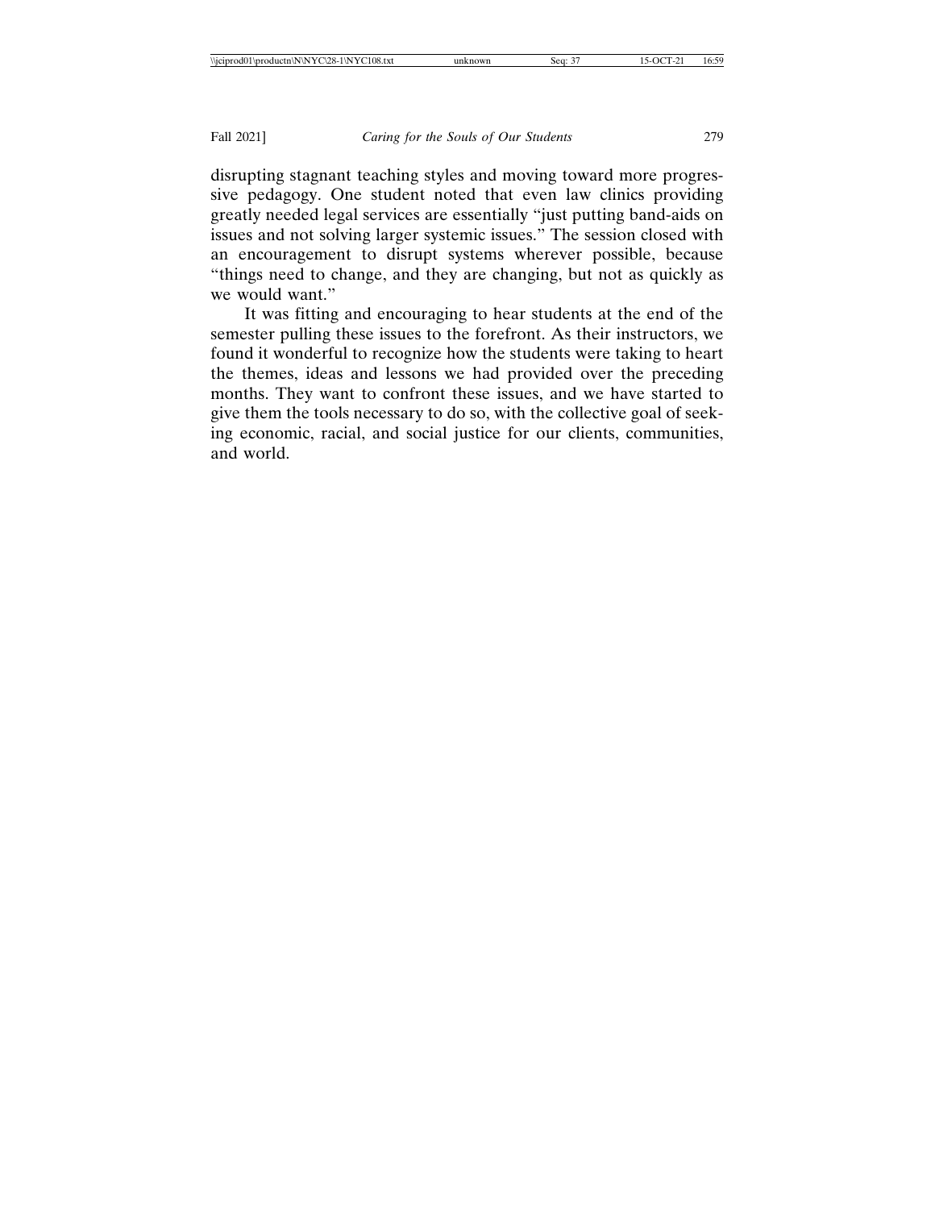disrupting stagnant teaching styles and moving toward more progressive pedagogy. One student noted that even law clinics providing greatly needed legal services are essentially "just putting band-aids on issues and not solving larger systemic issues." The session closed with an encouragement to disrupt systems wherever possible, because "things need to change, and they are changing, but not as quickly as we would want."

It was fitting and encouraging to hear students at the end of the semester pulling these issues to the forefront. As their instructors, we found it wonderful to recognize how the students were taking to heart the themes, ideas and lessons we had provided over the preceding months. They want to confront these issues, and we have started to give them the tools necessary to do so, with the collective goal of seeking economic, racial, and social justice for our clients, communities, and world.